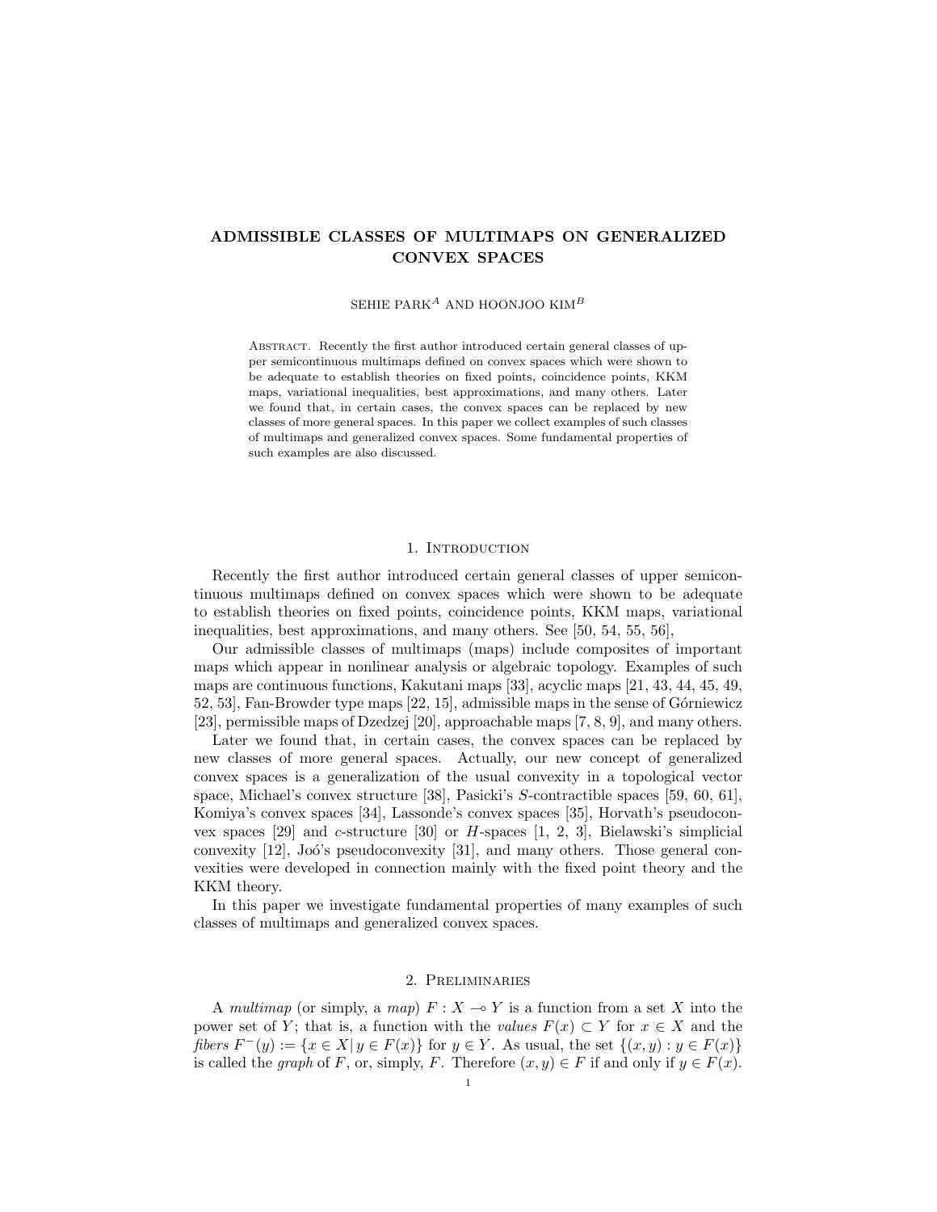# ADMISSIBLE CLASSES OF MULTIMAPS ON GENERALIZED CONVEX SPACES

SEHIE PARK[A] AND HOONJOO KIM[B]

Abstract. Recently the first author introduced certain general classes of upper semicontinuous multimaps defined on convex spaces which were shown to be adequate to establish theories on fixed points, coincidence points, KKM maps, variational inequalities, best approximations, and many others. Later we found that, in certain cases, the convex spaces can be replaced by new classes of more general spaces. In this paper we collect examples of such classes of multimaps and generalized convex spaces. Some fundamental properties of such examples are also discussed.

## 1. Introduction

Recently the first author introduced certain general classes of upper semicontinuous multimaps defined on convex spaces which were shown to be adequate to establish theories on fixed points, coincidence points, KKM maps, variational inequalities, best approximations, and many others. See [50, 54, 55, 56],

Our admissible classes of multimaps (maps) include composites of important maps which appear in nonlinear analysis or algebraic topology. Examples of such maps are continuous functions, Kakutani maps [33], acyclic maps [21, 43, 44, 45, 49, 52, 53], Fan-Browder type maps [22, 15], admissible maps in the sense of Górniewicz [23], permissible maps of Dzedzej [20], approachable maps [7, 8, 9], and many others.

Later we found that, in certain cases, the convex spaces can be replaced by new classes of more general spaces. Actually, our new concept of generalized convex spaces is a generalization of the usual convexity in a topological vector space, Michael's convex structure [38], Pasicki's $S$-contractible spaces [59, 60, 61], Komiya's convex spaces [34], Lassonde's convex spaces [35], Horvath's pseudoconvex spaces [29] and $c$-structure [30] or $H$-spaces [1, 2, 3], Bielawski's simplicial convexity [12], Joó's pseudoconvexity [31], and many others. Those general convexities were developed in connection mainly with the fixed point theory and the KKM theory.

In this paper we investigate fundamental properties of many examples of such classes of multimaps and generalized convex spaces.

## 2. Preliminaries

A *multimap* (or simply, a *map*) $F : X \multimap Y$ is a function from a set $X$ into the power set of $Y$; that is, a function with the *values* $F(x) \subset Y$ for $x \in X$ and the *fibers* $F^{-}(y) := \{x \in X | \, y \in F(x)\}$ for $y \in Y$. As usual, the set $\{(x, y) : y \in F(x)\}$ is called the *graph* of $F$, or, simply, $F$. Therefore $(x, y) \in F$ if and only if $y \in F(x)$.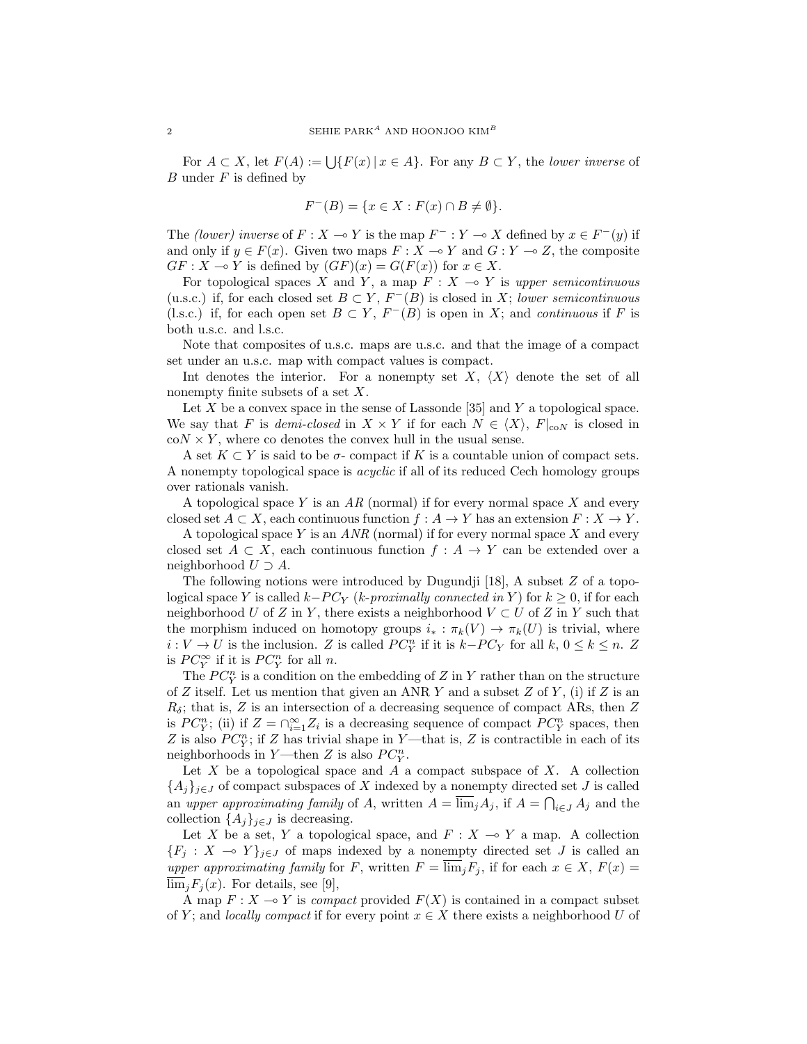For $A \subset X$, let $F(A) := \bigcup\{F(x) \,|\, x \in A\}$. For any $B \subset Y$, the *lower inverse* of $B$ under $F$ is defined by

$$F^{-}(B) = \{x \in X : F(x) \cap B \neq \emptyset\}.$$

The *(lower) inverse* of $F : X \multimap Y$ is the map $F^{-} : Y \multimap X$ defined by $x \in F^{-}(y)$ if and only if $y \in F(x)$. Given two maps $F : X \multimap Y$ and $G : Y \multimap Z$, the composite $GF : X \multimap Y$ is defined by $(GF)(x) = G(F(x))$ for $x \in X$.

For topological spaces $X$ and $Y$, a map $F : X \multimap Y$ is *upper semicontinuous* (u.s.c.) if, for each closed set $B \subset Y$, $F^{-}(B)$ is closed in $X$; *lower semicontinuous* (l.s.c.) if, for each open set $B \subset Y$, $F^{-}(B)$ is open in $X$; and *continuous* if $F$ is both u.s.c. and l.s.c.

Note that composites of u.s.c. maps are u.s.c. and that the image of a compact set under an u.s.c. map with compact values is compact.

Int denotes the interior. For a nonempty set $X$, $\langle X \rangle$ denote the set of all nonempty finite subsets of a set $X$.

Let $X$ be a convex space in the sense of Lassonde [35] and $Y$ a topological space. We say that $F$ is *demi-closed* in $X \times Y$ if for each $N \in \langle X \rangle$, $F|_{\mathrm{co}N}$ is closed in $\mathrm{co}N \times Y$, where co denotes the convex hull in the usual sense.

A set $K \subset Y$ is said to be $\sigma$- compact if $K$ is a countable union of compact sets. A nonempty topological space is *acyclic* if all of its reduced Cech homology groups over rationals vanish.

A topological space $Y$ is an *AR* (normal) if for every normal space $X$ and every closed set $A \subset X$, each continuous function $f : A \to Y$ has an extension $F : X \to Y$.

A topological space $Y$ is an *ANR* (normal) if for every normal space $X$ and every closed set $A \subset X$, each continuous function $f : A \to Y$ can be extended over a neighborhood $U \supset A$.

The following notions were introduced by Dugundji [18], A subset $Z$ of a topological space $Y$ is called $k{-}PC_Y$ (*k-proximally connected in* $Y$) for $k \geq 0$, if for each neighborhood $U$ of $Z$ in $Y$, there exists a neighborhood $V \subset U$ of $Z$ in $Y$ such that the morphism induced on homotopy groups $i_* : \pi_k(V) \to \pi_k(U)$ is trivial, where $i : V \to U$ is the inclusion. $Z$ is called $PC^n_Y$ if it is $k{-}PC_Y$ for all $k$, $0 \leq k \leq n$. $Z$ is $PC^\infty_Y$ if it is $PC^n_Y$ for all $n$.

The $PC^n_Y$ is a condition on the embedding of $Z$ in $Y$ rather than on the structure of $Z$ itself. Let us mention that given an ANR $Y$ and a subset $Z$ of $Y$, (i) if $Z$ is an $R_\delta$; that is, $Z$ is an intersection of a decreasing sequence of compact ARs, then $Z$ is $PC^n_Y$; (ii) if $Z = \cap_{i=1}^\infty Z_i$ is a decreasing sequence of compact $PC^n_Y$ spaces, then $Z$ is also $PC^n_Y$; if $Z$ has trivial shape in $Y$—that is, $Z$ is contractible in each of its neighborhoods in $Y$—then $Z$ is also $PC^n_Y$.

Let $X$ be a topological space and $A$ a compact subspace of $X$. A collection $\{A_j\}_{j\in J}$ of compact subspaces of $X$ indexed by a nonempty directed set $J$ is called an *upper approximating family* of $A$, written $A = \overline{\lim}_j A_j$, if $A = \bigcap_{i\in J} A_j$ and the collection $\{A_j\}_{j\in J}$ is decreasing.

Let $X$ be a set, $Y$ a topological space, and $F : X \multimap Y$ a map. A collection $\{F_j : X \multimap Y\}_{j\in J}$ of maps indexed by a nonempty directed set $J$ is called an *upper approximating family* for $F$, written $F = \overline{\lim}_j F_j$, if for each $x \in X$, $F(x) = \overline{\lim}_j F_j(x)$. For details, see [9],

A map $F : X \multimap Y$ is *compact* provided $F(X)$ is contained in a compact subset of $Y$; and *locally compact* if for every point $x \in X$ there exists a neighborhood $U$ of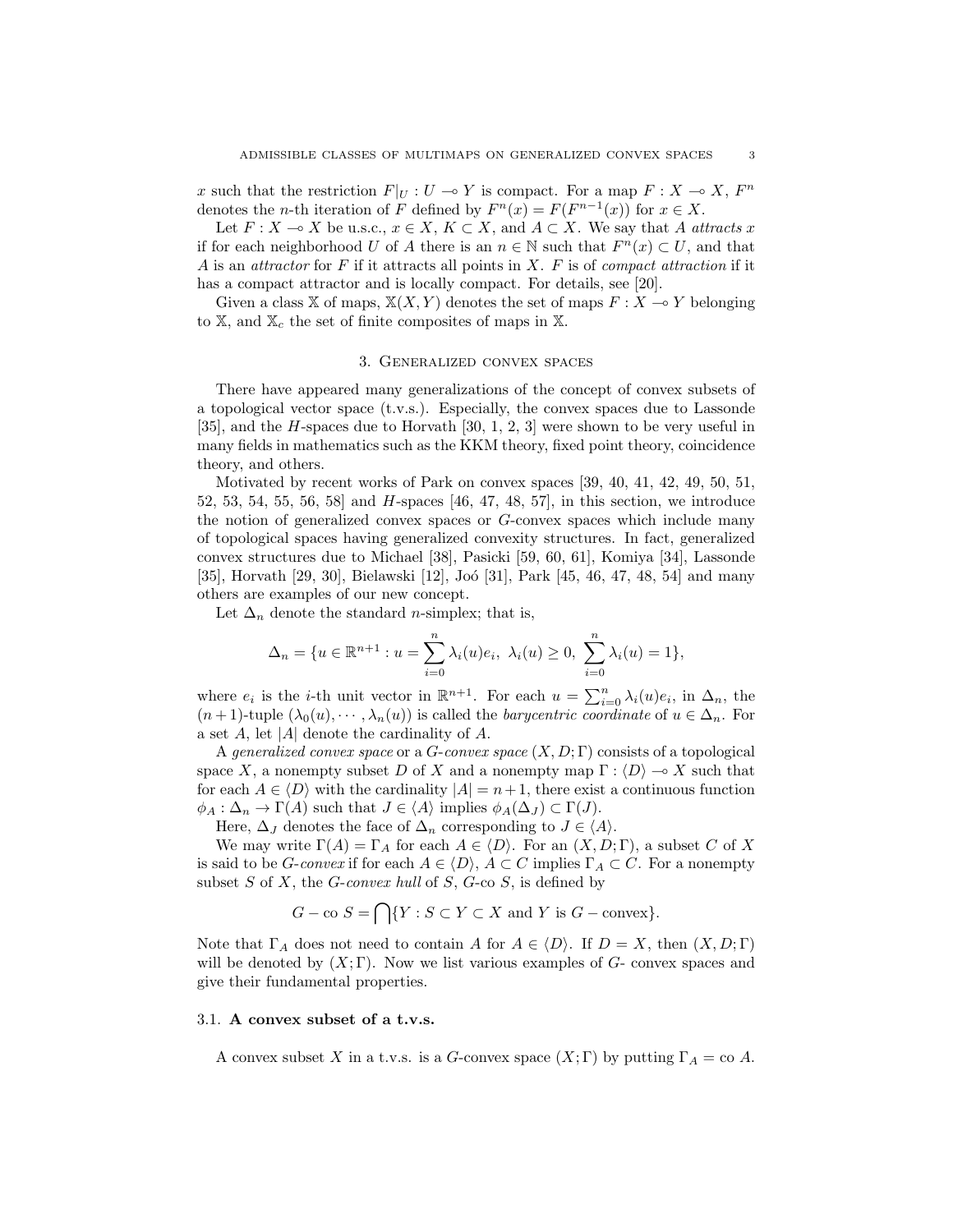$x$ such that the restriction $F|_U : U \multimap Y$ is compact. For a map $F : X \multimap X$, $F^n$ denotes the $n$-th iteration of $F$ defined by $F^n(x) = F(F^{n-1}(x))$ for $x \in X$.

Let $F : X \multimap X$ be u.s.c., $x \in X$, $K \subset X$, and $A \subset X$. We say that $A$ *attracts* $x$ if for each neighborhood $U$ of $A$ there is an $n \in \mathbb{N}$ such that $F^n(x) \subset U$, and that $A$ is an *attractor* for $F$ if it attracts all points in $X$. $F$ is of *compact attraction* if it has a compact attractor and is locally compact. For details, see [20].

Given a class $\mathbb{X}$ of maps, $\mathbb{X}(X, Y)$ denotes the set of maps $F : X \multimap Y$ belonging to $\mathbb{X}$, and $\mathbb{X}_c$ the set of finite composites of maps in $\mathbb{X}$.

## 3. Generalized convex spaces

There have appeared many generalizations of the concept of convex subsets of a topological vector space (t.v.s.). Especially, the convex spaces due to Lassonde [35], and the $H$-spaces due to Horvath [30, 1, 2, 3] were shown to be very useful in many fields in mathematics such as the KKM theory, fixed point theory, coincidence theory, and others.

Motivated by recent works of Park on convex spaces [39, 40, 41, 42, 49, 50, 51, 52, 53, 54, 55, 56, 58] and $H$-spaces [46, 47, 48, 57], in this section, we introduce the notion of generalized convex spaces or $G$-convex spaces which include many of topological spaces having generalized convexity structures. In fact, generalized convex structures due to Michael [38], Pasicki [59, 60, 61], Komiya [34], Lassonde [35], Horvath [29, 30], Bielawski [12], Joó [31], Park [45, 46, 47, 48, 54] and many others are examples of our new concept.

Let $\Delta_n$ denote the standard $n$-simplex; that is,

$$\Delta_n = \{u \in \mathbb{R}^{n+1} : u = \sum_{i=0}^{n} \lambda_i(u) e_i,\ \lambda_i(u) \geq 0,\ \sum_{i=0}^{n} \lambda_i(u) = 1\},$$

where $e_i$ is the $i$-th unit vector in $\mathbb{R}^{n+1}$. For each $u = \sum_{i=0}^{n} \lambda_i(u) e_i$, in $\Delta_n$, the $(n+1)$-tuple $(\lambda_0(u), \cdots, \lambda_n(u))$ is called the *barycentric coordinate* of $u \in \Delta_n$. For a set $A$, let $|A|$ denote the cardinality of $A$.

A *generalized convex space* or a *$G$-convex space* $(X, D; \Gamma)$ consists of a topological space $X$, a nonempty subset $D$ of $X$ and a nonempty map $\Gamma : \langle D \rangle \multimap X$ such that for each $A \in \langle D \rangle$ with the cardinality $|A| = n+1$, there exist a continuous function $\phi_A : \Delta_n \to \Gamma(A)$ such that $J \in \langle A \rangle$ implies $\phi_A(\Delta_J) \subset \Gamma(J)$.

Here, $\Delta_J$ denotes the face of $\Delta_n$ corresponding to $J \in \langle A \rangle$.

We may write $\Gamma(A) = \Gamma_A$ for each $A \in \langle D \rangle$. For an $(X, D; \Gamma)$, a subset $C$ of $X$ is said to be *$G$-convex* if for each $A \in \langle D \rangle$, $A \subset C$ implies $\Gamma_A \subset C$. For a nonempty subset $S$ of $X$, the *$G$-convex hull* of $S$, $G$-co $S$, is defined by

$$G - \text{co } S = \bigcap \{Y : S \subset Y \subset X \text{ and } Y \text{ is } G - \text{convex}\}.$$

Note that $\Gamma_A$ does not need to contain $A$ for $A \in \langle D \rangle$. If $D = X$, then $(X, D; \Gamma)$ will be denoted by $(X; \Gamma)$. Now we list various examples of $G$- convex spaces and give their fundamental properties.

### 3.1. **A convex subset of a t.v.s.**

A convex subset $X$ in a t.v.s. is a $G$-convex space $(X; \Gamma)$ by putting $\Gamma_A = \text{co } A$.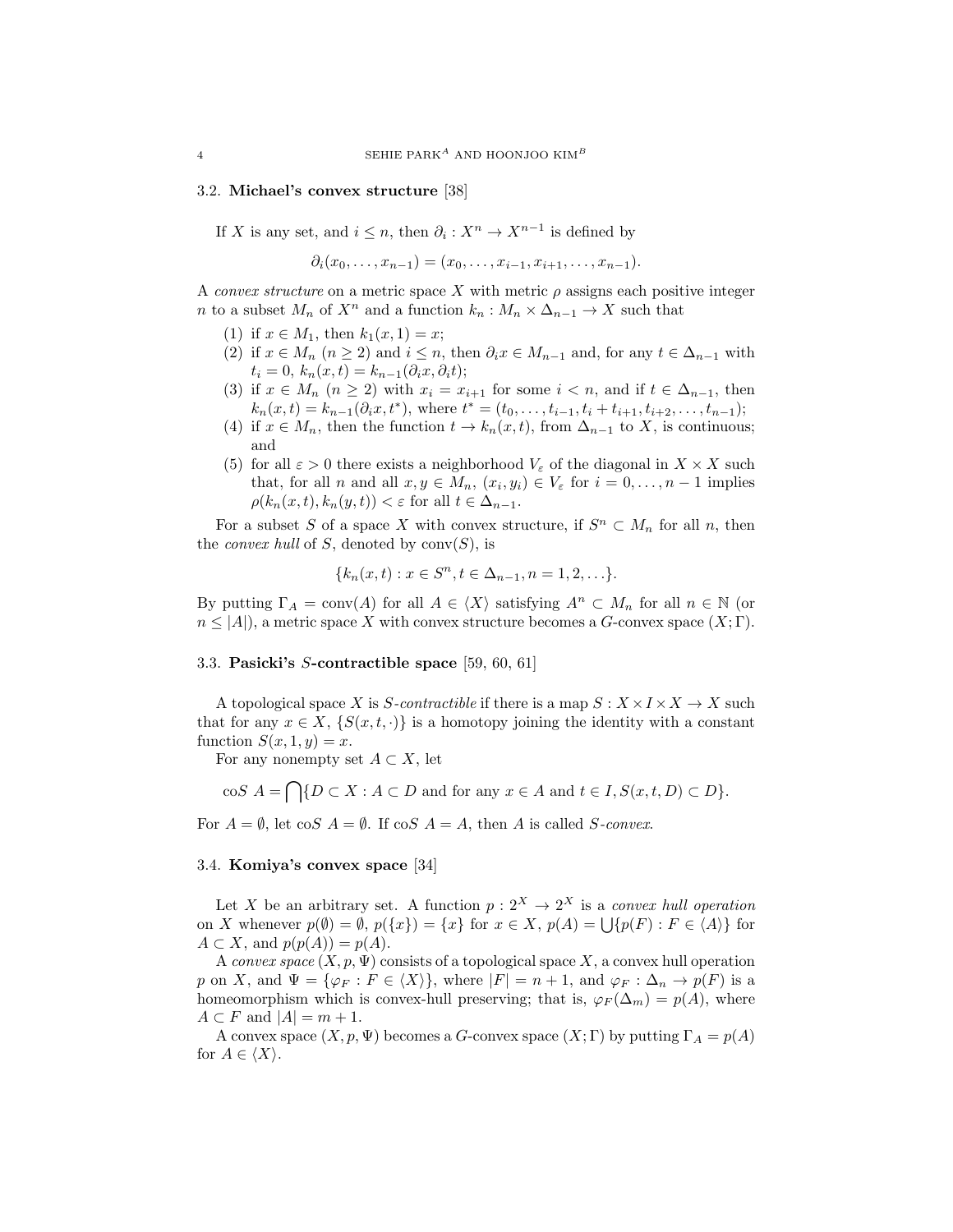### 3.2. **Michael's convex structure** [38]

If $X$ is any set, and $i \leq n$, then $\partial_i : X^n \to X^{n-1}$ is defined by

$$\partial_i(x_0, \ldots, x_{n-1}) = (x_0, \ldots, x_{i-1}, x_{i+1}, \ldots, x_{n-1}).$$

A *convex structure* on a metric space $X$ with metric $\rho$ assigns each positive integer $n$ to a subset $M_n$ of $X^n$ and a function $k_n : M_n \times \Delta_{n-1} \to X$ such that

1. if $x \in M_1$, then $k_1(x, 1) = x$;
2. if $x \in M_n$ ($n \geq 2$) and $i \leq n$, then $\partial_i x \in M_{n-1}$ and, for any $t \in \Delta_{n-1}$ with $t_i = 0$, $k_n(x,t) = k_{n-1}(\partial_i x, \partial_i t)$;
3. if $x \in M_n$ ($n \geq 2$) with $x_i = x_{i+1}$ for some $i < n$, and if $t \in \Delta_{n-1}$, then $k_n(x,t) = k_{n-1}(\partial_i x, t^*)$, where $t^* = (t_0, \ldots, t_{i-1}, t_i + t_{i+1}, t_{i+2}, \ldots, t_{n-1})$;
4. if $x \in M_n$, then the function $t \to k_n(x,t)$, from $\Delta_{n-1}$ to $X$, is continuous; and
5. for all $\varepsilon > 0$ there exists a neighborhood $V_\varepsilon$ of the diagonal in $X \times X$ such that, for all $n$ and all $x, y \in M_n$, $(x_i, y_i) \in V_\varepsilon$ for $i = 0, \ldots, n-1$ implies $\rho(k_n(x,t), k_n(y,t)) < \varepsilon$ for all $t \in \Delta_{n-1}$.

For a subset $S$ of a space $X$ with convex structure, if $S^n \subset M_n$ for all $n$, then the *convex hull* of $S$, denoted by $\mathrm{conv}(S)$, is

$$\{k_n(x,t) : x \in S^n, t \in \Delta_{n-1}, n = 1, 2, \ldots\}.$$

By putting $\Gamma_A = \mathrm{conv}(A)$ for all $A \in \langle X \rangle$ satisfying $A^n \subset M_n$ for all $n \in \mathbb{N}$ (or $n \leq |A|$), a metric space $X$ with convex structure becomes a $G$-convex space $(X; \Gamma)$.

### 3.3. **Pasicki's $S$-contractible space** [59, 60, 61]

A topological space $X$ is *$S$-contractible* if there is a map $S : X \times I \times X \to X$ such that for any $x \in X$, $\{S(x, t, \cdot)\}$ is a homotopy joining the identity with a constant function $S(x, 1, y) = x$.

For any nonempty set $A \subset X$, let

$$\mathrm{co}S\ A = \bigcap \{D \subset X : A \subset D \text{ and for any } x \in A \text{ and } t \in I, S(x,t,D) \subset D\}.$$

For $A = \emptyset$, let $\mathrm{co}S\ A = \emptyset$. If $\mathrm{co}S\ A = A$, then $A$ is called *$S$-convex*.

### 3.4. **Komiya's convex space** [34]

Let $X$ be an arbitrary set. A function $p : 2^X \to 2^X$ is a *convex hull operation* on $X$ whenever $p(\emptyset) = \emptyset$, $p(\{x\}) = \{x\}$ for $x \in X$, $p(A) = \bigcup \{p(F) : F \in \langle A \rangle\}$ for $A \subset X$, and $p(p(A)) = p(A)$.

A *convex space* $(X, p, \Psi)$ consists of a topological space $X$, a convex hull operation $p$ on $X$, and $\Psi = \{\varphi_F : F \in \langle X \rangle\}$, where $|F| = n+1$, and $\varphi_F : \Delta_n \to p(F)$ is a homeomorphism which is convex-hull preserving; that is, $\varphi_F(\Delta_m) = p(A)$, where $A \subset F$ and $|A| = m + 1$.

A convex space $(X, p, \Psi)$ becomes a $G$-convex space $(X; \Gamma)$ by putting $\Gamma_A = p(A)$ for $A \in \langle X \rangle$.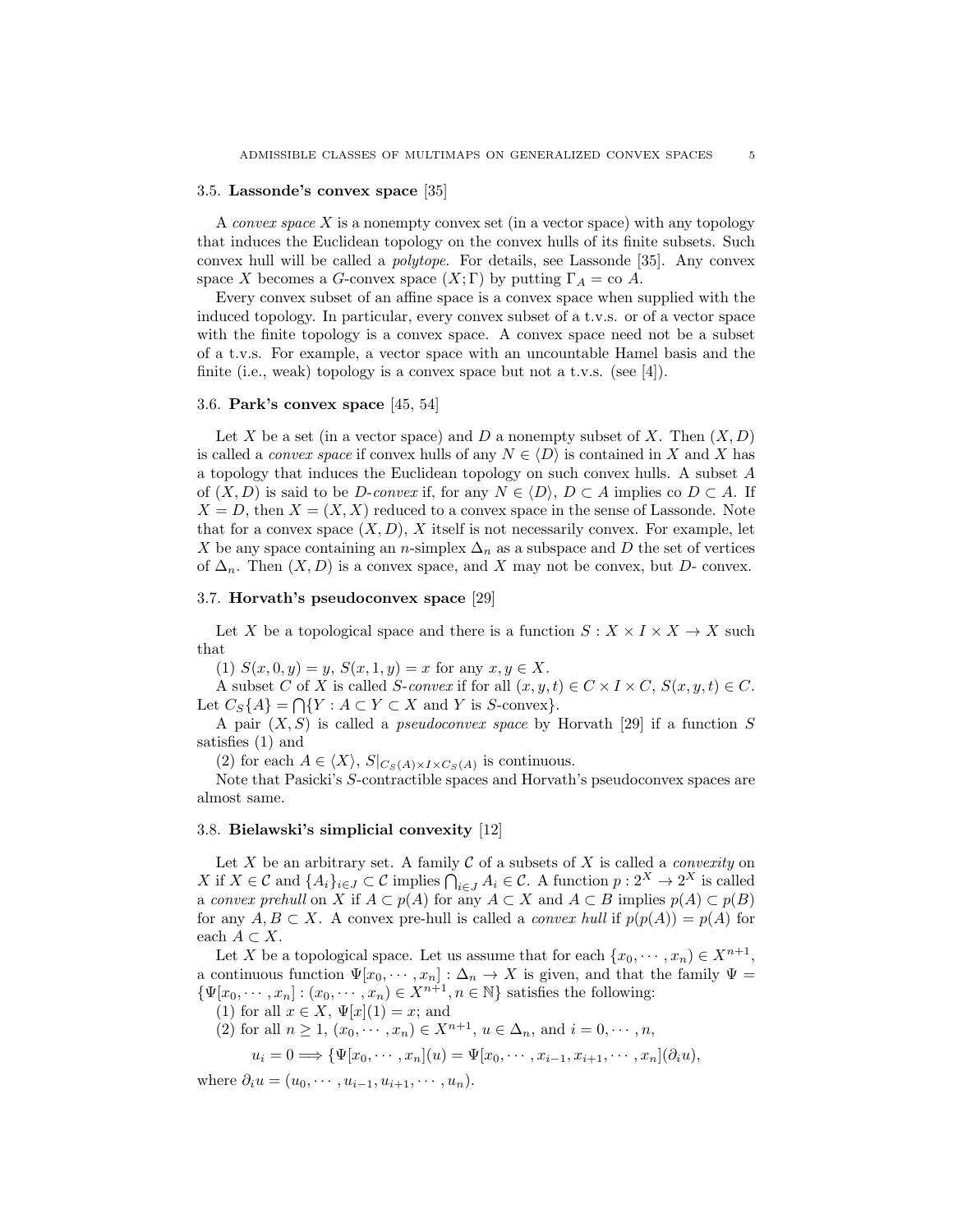### 3.5. **Lassonde's convex space** [35]

A *convex space* $X$ is a nonempty convex set (in a vector space) with any topology that induces the Euclidean topology on the convex hulls of its finite subsets. Such convex hull will be called a *polytope*. For details, see Lassonde [35]. Any convex space $X$ becomes a $G$-convex space $(X;\Gamma)$ by putting $\Gamma_A = \text{co } A$.

Every convex subset of an affine space is a convex space when supplied with the induced topology. In particular, every convex subset of a t.v.s. or of a vector space with the finite topology is a convex space. A convex space need not be a subset of a t.v.s. For example, a vector space with an uncountable Hamel basis and the finite (i.e., weak) topology is a convex space but not a t.v.s. (see [4]).

### 3.6. **Park's convex space** [45, 54]

Let $X$ be a set (in a vector space) and $D$ a nonempty subset of $X$. Then $(X, D)$ is called a *convex space* if convex hulls of any $N \in \langle D \rangle$ is contained in $X$ and $X$ has a topology that induces the Euclidean topology on such convex hulls. A subset $A$ of $(X, D)$ is said to be $D$-*convex* if, for any $N \in \langle D \rangle$, $D \subset A$ implies co $D \subset A$. If $X = D$, then $X = (X, X)$ reduced to a convex space in the sense of Lassonde. Note that for a convex space $(X, D)$, $X$ itself is not necessarily convex. For example, let $X$ be any space containing an $n$-simplex $\Delta_n$ as a subspace and $D$ the set of vertices of $\Delta_n$. Then $(X, D)$ is a convex space, and $X$ may not be convex, but $D$- convex.

### 3.7. **Horvath's pseudoconvex space** [29]

Let $X$ be a topological space and there is a function $S : X \times I \times X \to X$ such that

(1) $S(x, 0, y) = y$, $S(x, 1, y) = x$ for any $x, y \in X$.

A subset $C$ of $X$ is called $S$-*convex* if for all $(x, y, t) \in C \times I \times C$, $S(x, y, t) \in C$. Let $C_S\{A\} = \bigcap\{Y : A \subset Y \subset X \text{ and } Y \text{ is } S\text{-convex}\}$.

A pair $(X, S)$ is called a *pseudoconvex space* by Horvath [29] if a function $S$ satisfies (1) and

(2) for each $A \in \langle X \rangle$, $S|_{C_S(A)\times I\times C_S(A)}$ is continuous.

Note that Pasicki's $S$-contractible spaces and Horvath's pseudoconvex spaces are almost same.

### 3.8. **Bielawski's simplicial convexity** [12]

Let $X$ be an arbitrary set. A family $\mathcal{C}$ of a subsets of $X$ is called a *convexity* on $X$ if $X \in \mathcal{C}$ and $\{A_i\}_{i\in J} \subset \mathcal{C}$ implies $\bigcap_{i\in J} A_i \in \mathcal{C}$. A function $p : 2^X \to 2^X$ is called a *convex prehull* on $X$ if $A \subset p(A)$ for any $A \subset X$ and $A \subset B$ implies $p(A) \subset p(B)$ for any $A, B \subset X$. A convex pre-hull is called a *convex hull* if $p(p(A)) = p(A)$ for each $A \subset X$.

Let $X$ be a topological space. Let us assume that for each $\{x_0, \cdots, x_n\} \in X^{n+1}$, a continuous function $\Psi[x_0, \cdots, x_n] : \Delta_n \to X$ is given, and that the family $\Psi = \{\Psi[x_0, \cdots, x_n] : (x_0, \cdots, x_n) \in X^{n+1}, n \in \mathbb{N}\}$ satisfies the following:

(1) for all $x \in X$, $\Psi[x](1) = x$; and

(2) for all $n \geq 1$, $(x_0, \cdots, x_n) \in X^{n+1}$, $u \in \Delta_n$, and $i = 0, \cdots, n$,

$$u_i = 0 \Longrightarrow \{\Psi[x_0, \cdots, x_n](u) = \Psi[x_0, \cdots, x_{i-1}, x_{i+1}, \cdots, x_n](\partial_i u),$$

where $\partial_i u = (u_0, \cdots, u_{i-1}, u_{i+1}, \cdots, u_n)$.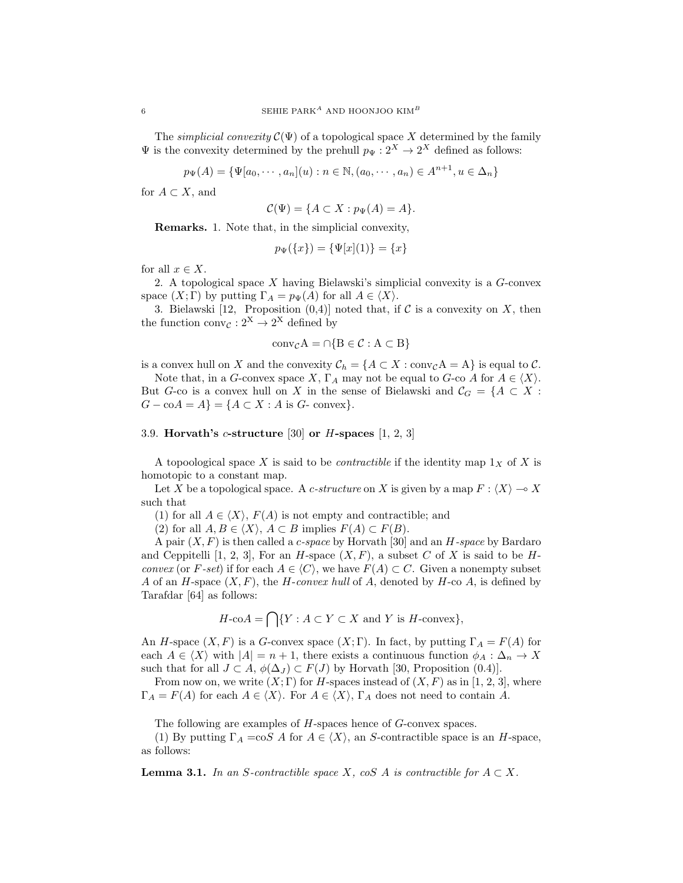The *simplicial convexity* $\mathcal{C}(\Psi)$ of a topological space $X$ determined by the family $\Psi$ is the convexity determined by the prehull $p_\Psi : 2^X \to 2^X$ defined as follows:

$$p_\Psi(A) = \{\Psi[a_0, \cdots, a_n](u) : n \in \mathbb{N}, (a_0, \cdots, a_n) \in A^{n+1}, u \in \Delta_n\}$$

for $A \subset X$, and

$$\mathcal{C}(\Psi) = \{A \subset X : p_\Psi(A) = A\}.$$

**Remarks.** 1. Note that, in the simplicial convexity,

$$p_\Psi(\{x\}) = \{\Psi[x](1)\} = \{x\}$$

for all $x \in X$.

2. A topological space $X$ having Bielawski's simplicial convexity is a $G$-convex space $(X; \Gamma)$ by putting $\Gamma_A = p_\Psi(A)$ for all $A \in \langle X \rangle$.

3. Bielawski [12, Proposition (0,4)] noted that, if $\mathcal{C}$ is a convexity on $X$, then the function $\mathrm{conv}_\mathcal{C} : 2^X \to 2^X$ defined by

$$\mathrm{conv}_\mathcal{C} A = \cap \{B \in \mathcal{C} : A \subset B\}$$

is a convex hull on $X$ and the convexity $\mathcal{C}_h = \{A \subset X : \mathrm{conv}_\mathcal{C} A = A\}$ is equal to $\mathcal{C}$.

Note that, in a $G$-convex space $X$, $\Gamma_A$ may not be equal to $G$-co $A$ for $A \in \langle X \rangle$. But $G$-co is a convex hull on $X$ in the sense of Bielawski and $\mathcal{C}_G = \{A \subset X : G - \mathrm{co}A = A\} = \{A \subset X : A$ is $G$- convex$\}$.

### 3.9. **Horvath's $c$-structure** [30] **or $H$-spaces** [1, 2, 3]

A topoological space $X$ is said to be *contractible* if the identity map $1_X$ of $X$ is homotopic to a constant map.

Let $X$ be a topological space. A *c-structure* on $X$ is given by a map $F : \langle X \rangle \multimap X$ such that

(1) for all $A \in \langle X \rangle$, $F(A)$ is not empty and contractible; and

(2) for all $A, B \in \langle X \rangle$, $A \subset B$ implies $F(A) \subset F(B)$.

A pair $(X, F)$ is then called a *c-space* by Horvath [30] and an *H-space* by Bardaro and Ceppitelli [1, 2, 3], For an $H$-space $(X, F)$, a subset $C$ of $X$ is said to be *H-convex* (or *F-set*) if for each $A \in \langle C \rangle$, we have $F(A) \subset C$. Given a nonempty subset $A$ of an $H$-space $(X, F)$, the *H-convex hull* of $A$, denoted by $H$-co $A$, is defined by Tarafdar [64] as follows:

$$H\text{-co}A = \bigcap \{Y : A \subset Y \subset X \text{ and } Y \text{ is } H\text{-convex}\},$$

An $H$-space $(X, F)$ is a $G$-convex space $(X; \Gamma)$. In fact, by putting $\Gamma_A = F(A)$ for each $A \in \langle X \rangle$ with $|A| = n + 1$, there exists a continuous function $\phi_A : \Delta_n \to X$ such that for all $J \subset A$, $\phi(\Delta_J) \subset F(J)$ by Horvath [30, Proposition (0.4)].

From now on, we write $(X; \Gamma)$ for $H$-spaces instead of $(X, F)$ as in [1, 2, 3], where $\Gamma_A = F(A)$ for each $A \in \langle X \rangle$. For $A \in \langle X \rangle$, $\Gamma_A$ does not need to contain $A$.

The following are examples of $H$-spaces hence of $G$-convex spaces.

(1) By putting $\Gamma_A = $co$S$ $A$ for $A \in \langle X \rangle$, an $S$-contractible space is an $H$-space, as follows:

**Lemma 3.1.** *In an $S$-contractible space $X$, $coS$ $A$ is contractible for $A \subset X$.*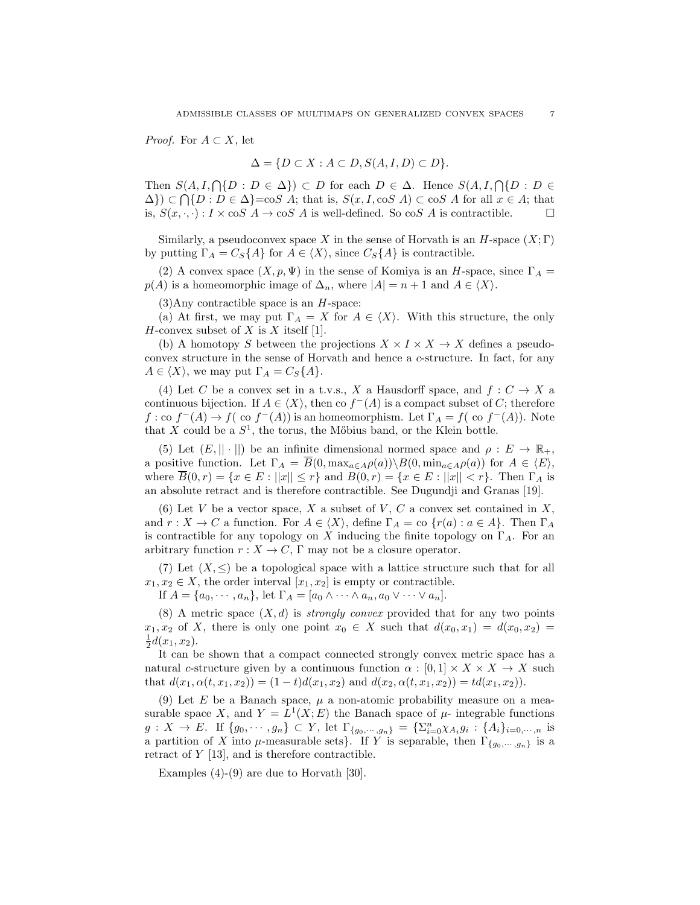*Proof.* For $A \subset X$, let

$$\Delta = \{D \subset X : A \subset D, S(A, I, D) \subset D\}.$$

Then $S(A, I, \bigcap\{D : D \in \Delta\}) \subset D$ for each $D \in \Delta$. Hence $S(A, I, \bigcap\{D : D \in \Delta\}) \subset \bigcap\{D : D \in \Delta\}$=co$S$ $A$; that is, $S(x, I, \text{co}S\ A) \subset \text{co}S\ A$ for all $x \in A$; that is, $S(x, \cdot, \cdot) : I \times \text{co}S\ A \to \text{co}S\ A$ is well-defined. So co$S$ $A$ is contractible. □

Similarly, a pseudoconvex space $X$ in the sense of Horvath is an $H$-space $(X; \Gamma)$ by putting $\Gamma_A = C_S\{A\}$ for $A \in \langle X \rangle$, since $C_S\{A\}$ is contractible.

(2) A convex space $(X, p, \Psi)$ in the sense of Komiya is an $H$-space, since $\Gamma_A = p(A)$ is a homeomorphic image of $\Delta_n$, where $|A| = n + 1$ and $A \in \langle X \rangle$.

(3)Any contractible space is an $H$-space:

(a) At first, we may put $\Gamma_A = X$ for $A \in \langle X \rangle$. With this structure, the only $H$-convex subset of $X$ is $X$ itself [1].

(b) A homotopy $S$ between the projections $X \times I \times X \to X$ defines a pseudoconvex structure in the sense of Horvath and hence a $c$-structure. In fact, for any $A \in \langle X \rangle$, we may put $\Gamma_A = C_S\{A\}$.

(4) Let $C$ be a convex set in a t.v.s., $X$ a Hausdorff space, and $f : C \to X$ a continuous bijection. If $A \in \langle X \rangle$, then co $f^-(A)$ is a compact subset of $C$; therefore $f :$ co $f^-(A) \to f($ co $f^-(A))$ is an homeomorphism. Let $\Gamma_A = f($ co $f^-(A))$. Note that $X$ could be a $S^1$, the torus, the Mőbius band, or the Klein bottle.

(5) Let $(E, ||\cdot||)$ be an infinite dimensional normed space and $\rho : E \to \mathbb{R}_+$, a positive function. Let $\Gamma_A = \overline{B}(0, \max_{a \in A} \rho(a)) \backslash B(0, \min_{a \in A} \rho(a))$ for $A \in \langle E \rangle$, where $\overline{B}(0, r) = \{x \in E : ||x|| \leq r\}$ and $B(0, r) = \{x \in E : ||x|| < r\}$. Then $\Gamma_A$ is an absolute retract and is therefore contractible. See Dugundji and Granas [19].

(6) Let $V$ be a vector space, $X$ a subset of $V$, $C$ a convex set contained in $X$, and $r : X \to C$ a function. For $A \in \langle X \rangle$, define $\Gamma_A = \text{co}\ \{r(a) : a \in A\}$. Then $\Gamma_A$ is contractible for any topology on $X$ inducing the finite topology on $\Gamma_A$. For an arbitrary function $r : X \to C$, $\Gamma$ may not be a closure operator.

(7) Let $(X, \leq)$ be a topological space with a lattice structure such that for all $x_1, x_2 \in X$, the order interval $[x_1, x_2]$ is empty or contractible.

If $A = \{a_0, \cdots, a_n\}$, let $\Gamma_A = [a_0 \wedge \cdots \wedge a_n, a_0 \vee \cdots \vee a_n]$.

(8) A metric space $(X, d)$ is *strongly convex* provided that for any two points $x_1, x_2$ of $X$, there is only one point $x_0 \in X$ such that $d(x_0, x_1) = d(x_0, x_2) = \frac{1}{2}d(x_1, x_2)$.

It can be shown that a compact connected strongly convex metric space has a natural $c$-structure given by a continuous function $\alpha : [0, 1] \times X \times X \to X$ such that $d(x_1, \alpha(t, x_1, x_2)) = (1 - t)d(x_1, x_2)$ and $d(x_2, \alpha(t, x_1, x_2)) = td(x_1, x_2)$).

(9) Let $E$ be a Banach space, $\mu$ a non-atomic probability measure on a measurable space $X$, and $Y = L^1(X; E)$ the Banach space of $\mu$- integrable functions $g : X \to E$. If $\{g_0, \cdots, g_n\} \subset Y$, let $\Gamma_{\{g_0, \cdots, g_n\}} = \{\Sigma_{i=0}^n \chi_{A_i} g_i : \{A_i\}_{i=0,\cdots,n}$ is a partition of $X$ into $\mu$-measurable sets$\}$. If $Y$ is separable, then $\Gamma_{\{g_0, \cdots, g_n\}}$ is a retract of $Y$ [13], and is therefore contractible.

Examples (4)-(9) are due to Horvath [30].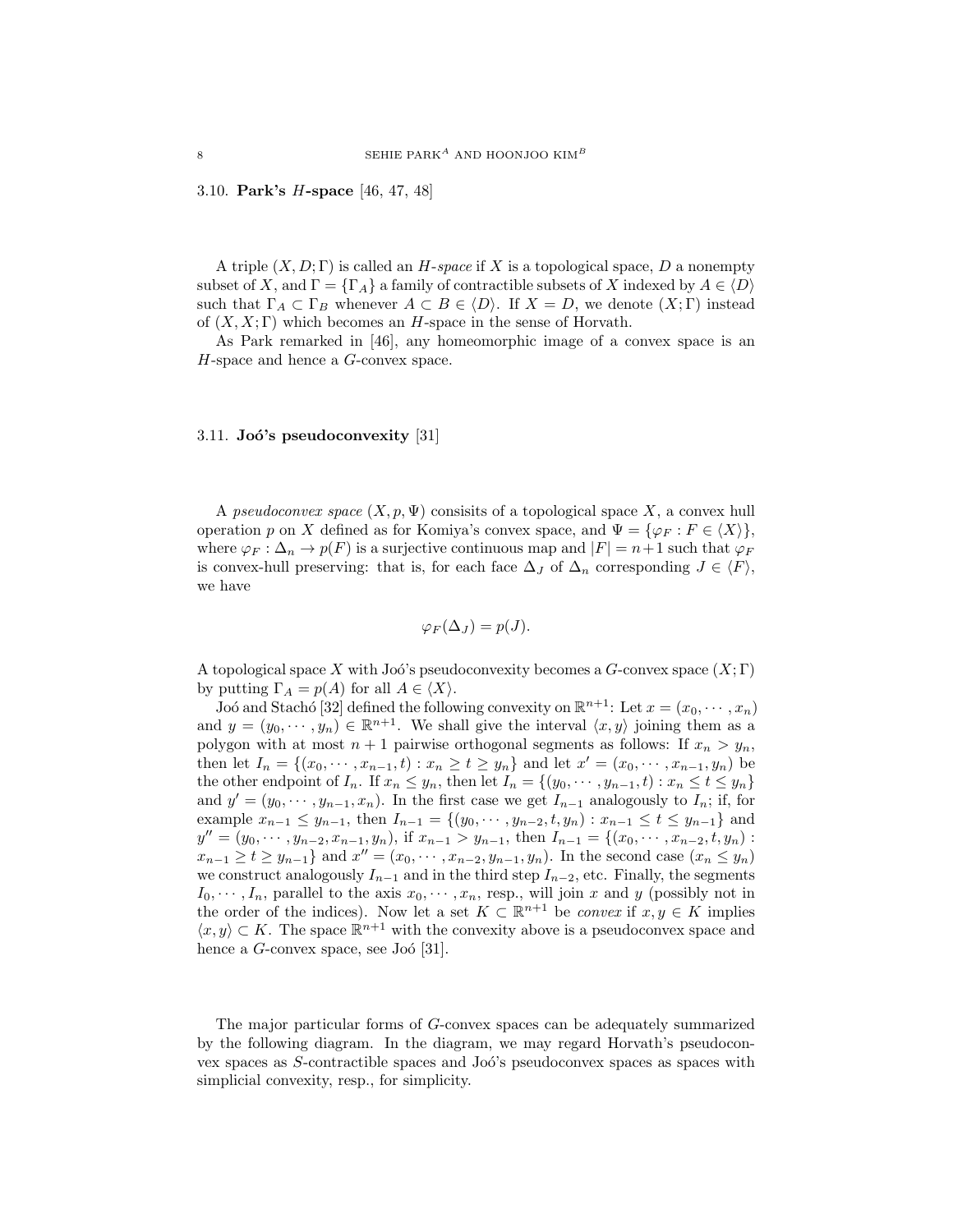### 3.10. **Park's $H$-space** [46, 47, 48]

A triple $(X, D; \Gamma)$ is called an *$H$-space* if $X$ is a topological space, $D$ a nonempty subset of $X$, and $\Gamma = \{\Gamma_A\}$ a family of contractible subsets of $X$ indexed by $A \in \langle D \rangle$ such that $\Gamma_A \subset \Gamma_B$ whenever $A \subset B \in \langle D \rangle$. If $X = D$, we denote $(X; \Gamma)$ instead of $(X, X; \Gamma)$ which becomes an $H$-space in the sense of Horvath.

As Park remarked in [46], any homeomorphic image of a convex space is an $H$-space and hence a $G$-convex space.

### 3.11. **Joó's pseudoconvexity** [31]

A *pseudoconvex space* $(X, p, \Psi)$ consisits of a topological space $X$, a convex hull operation $p$ on $X$ defined as for Komiya's convex space, and $\Psi = \{\varphi_F : F \in \langle X \rangle\}$, where $\varphi_F : \Delta_n \to p(F)$ is a surjective continuous map and $|F| = n+1$ such that $\varphi_F$ is convex-hull preserving: that is, for each face $\Delta_J$ of $\Delta_n$ corresponding $J \in \langle F \rangle$, we have

$$\varphi_F(\Delta_J) = p(J).$$

A topological space $X$ with Joó's pseudoconvexity becomes a $G$-convex space $(X; \Gamma)$ by putting $\Gamma_A = p(A)$ for all $A \in \langle X \rangle$.

Joó and Stachó [32] defined the following convexity on $\mathbb{R}^{n+1}$: Let $x = (x_0, \cdots, x_n)$ and $y = (y_0, \cdots, y_n) \in \mathbb{R}^{n+1}$. We shall give the interval $\langle x, y \rangle$ joining them as a polygon with at most $n+1$ pairwise orthogonal segments as follows: If $x_n > y_n$, then let $I_n = \{(x_0, \cdots, x_{n-1}, t) : x_n \geq t \geq y_n\}$ and let $x' = (x_0, \cdots, x_{n-1}, y_n)$ be the other endpoint of $I_n$. If $x_n \leq y_n$, then let $I_n = \{(y_0, \cdots, y_{n-1}, t) : x_n \leq t \leq y_n\}$ and $y' = (y_0, \cdots, y_{n-1}, x_n)$. In the first case we get $I_{n-1}$ analogously to $I_n$; if, for example $x_{n-1} \leq y_{n-1}$, then $I_{n-1} = \{(y_0, \cdots, y_{n-2}, t, y_n) : x_{n-1} \leq t \leq y_{n-1}\}$ and $y'' = (y_0, \cdots, y_{n-2}, x_{n-1}, y_n)$, if $x_{n-1} > y_{n-1}$, then $I_{n-1} = \{(x_0, \cdots, x_{n-2}, t, y_n) : x_{n-1} \geq t \geq y_{n-1}\}$ and $x'' = (x_0, \cdots, x_{n-2}, y_{n-1}, y_n)$. In the second case $(x_n \leq y_n)$ we construct analogously $I_{n-1}$ and in the third step $I_{n-2}$, etc. Finally, the segments $I_0, \cdots, I_n$, parallel to the axis $x_0, \cdots, x_n$, resp., will join $x$ and $y$ (possibly not in the order of the indices). Now let a set $K \subset \mathbb{R}^{n+1}$ be *convex* if $x, y \in K$ implies $\langle x, y \rangle \subset K$. The space $\mathbb{R}^{n+1}$ with the convexity above is a pseudoconvex space and hence a $G$-convex space, see Joó [31].

The major particular forms of $G$-convex spaces can be adequately summarized by the following diagram. In the diagram, we may regard Horvath's pseudoconvex spaces as $S$-contractible spaces and Joó's pseudoconvex spaces as spaces with simplicial convexity, resp., for simplicity.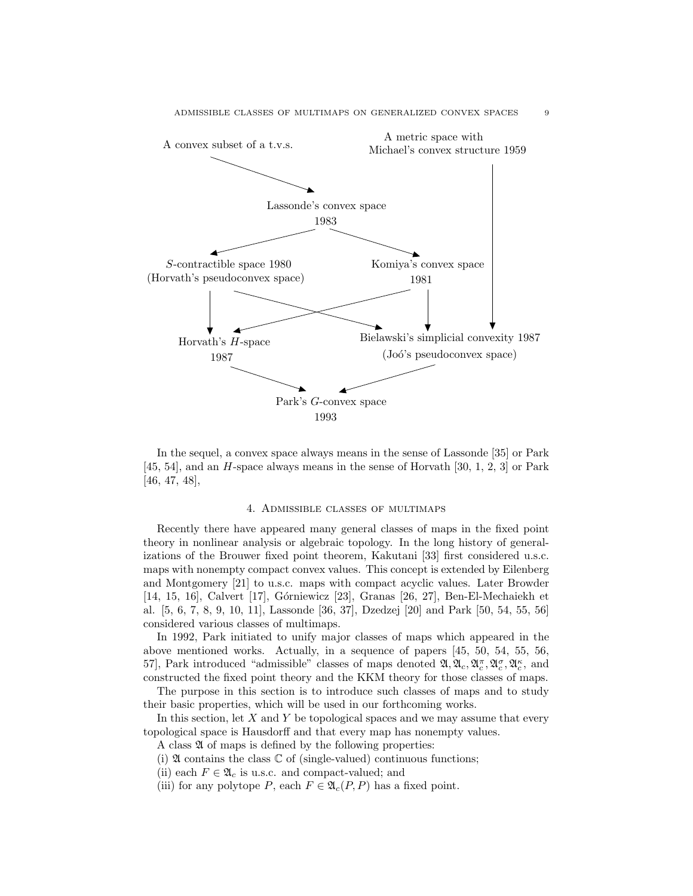A convex subset of a t.v.s.

A metric space with Michael's convex structure 1959

Lassonde's convex space 1983

$S$-contractible space 1980 (Horvath's pseudoconvex space)

Komiya's convex space 1981

Horvath's $H$-space 1987

Bielawski's simplicial convexity 1987 (Joó's pseudoconvex space)

Park's $G$-convex space 1993

In the sequel, a convex space always means in the sense of Lassonde [35] or Park [45, 54], and an $H$-space always means in the sense of Horvath [30, 1, 2, 3] or Park [46, 47, 48],

## 4. Admissible classes of multimaps

Recently there have appeared many general classes of maps in the fixed point theory in nonlinear analysis or algebraic topology. In the long history of generalizations of the Brouwer fixed point theorem, Kakutani [33] first considered u.s.c. maps with nonempty compact convex values. This concept is extended by Eilenberg and Montgomery [21] to u.s.c. maps with compact acyclic values. Later Browder [14, 15, 16], Calvert [17], Górniewicz [23], Granas [26, 27], Ben-El-Mechaiekh et al. [5, 6, 7, 8, 9, 10, 11], Lassonde [36, 37], Dzedzej [20] and Park [50, 54, 55, 56] considered various classes of multimaps.

In 1992, Park initiated to unify major classes of maps which appeared in the above mentioned works. Actually, in a sequence of papers [45, 50, 54, 55, 56, 57], Park introduced "admissible" classes of maps denoted $\mathfrak{A}, \mathfrak{A}_c, \mathfrak{A}_c^\pi, \mathfrak{A}_c^\sigma, \mathfrak{A}_c^\kappa$, and constructed the fixed point theory and the KKM theory for those classes of maps.

The purpose in this section is to introduce such classes of maps and to study their basic properties, which will be used in our forthcoming works.

In this section, let $X$ and $Y$ be topological spaces and we may assume that every topological space is Hausdorff and that every map has nonempty values.

A class $\mathfrak{A}$ of maps is defined by the following properties:

(i) $\mathfrak{A}$ contains the class $\mathbb{C}$ of (single-valued) continuous functions;

(ii) each $F \in \mathfrak{A}_c$ is u.s.c. and compact-valued; and

(iii) for any polytope $P$, each $F \in \mathfrak{A}_c(P, P)$ has a fixed point.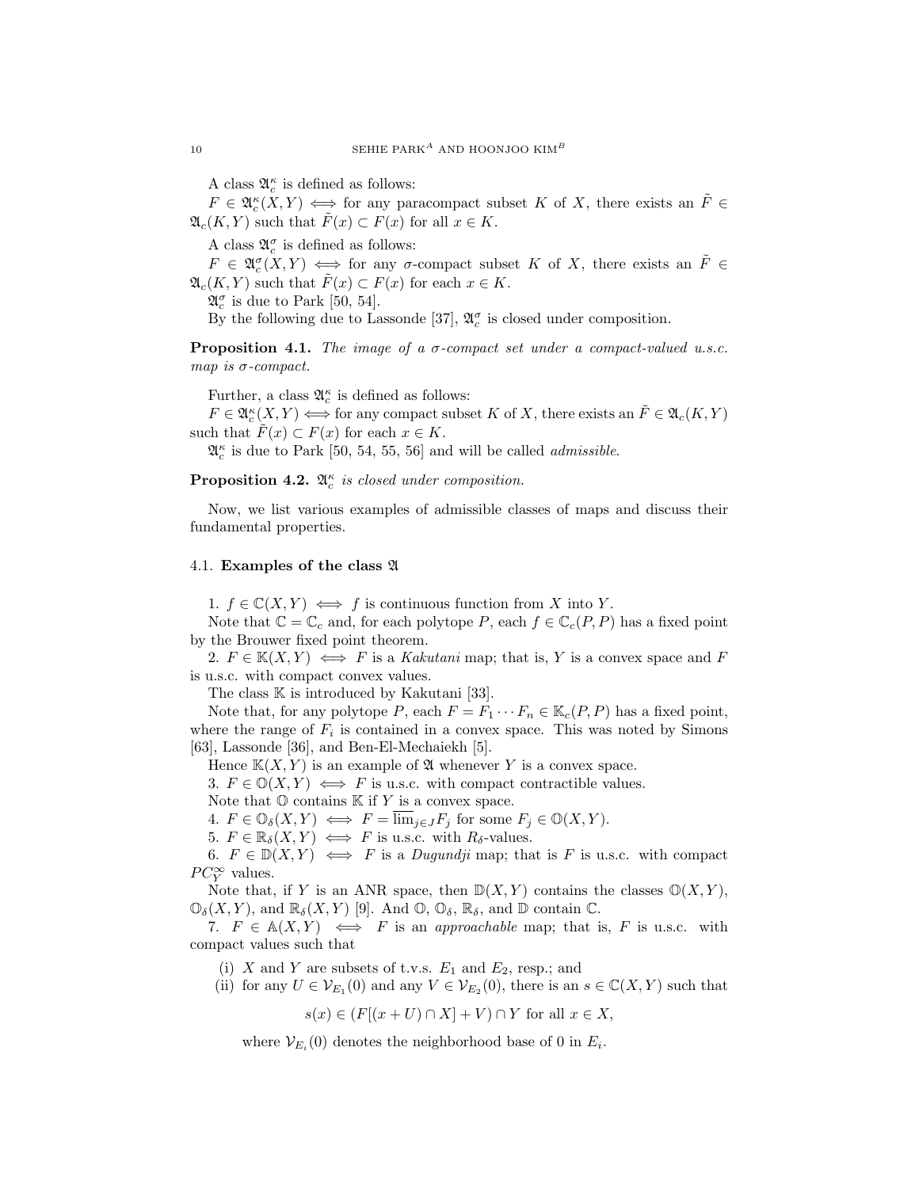A class $\mathfrak{A}_c^\kappa$ is defined as follows:

$F \in \mathfrak{A}_c^\kappa(X,Y) \iff$ for any paracompact subset $K$ of $X$, there exists an $\tilde{F} \in \mathfrak{A}_c(K,Y)$ such that $\tilde{F}(x) \subset F(x)$ for all $x \in K$.

A class $\mathfrak{A}_c^\sigma$ is defined as follows:

$F \in \mathfrak{A}_c^\sigma(X,Y) \iff$ for any $\sigma$-compact subset $K$ of $X$, there exists an $\tilde{F} \in \mathfrak{A}_c(K,Y)$ such that $\tilde{F}(x) \subset F(x)$ for each $x \in K$.

$\mathfrak{A}_c^\sigma$ is due to Park [50, 54].

By the following due to Lassonde [37], $\mathfrak{A}_c^\sigma$ is closed under composition.

**Proposition 4.1.** *The image of a $\sigma$-compact set under a compact-valued u.s.c. map is $\sigma$-compact.*

Further, a class $\mathfrak{A}_c^\kappa$ is defined as follows:

$F \in \mathfrak{A}_c^\kappa(X,Y) \iff$ for any compact subset $K$ of $X$, there exists an $\tilde{F} \in \mathfrak{A}_c(K,Y)$ such that $\tilde{F}(x) \subset F(x)$ for each $x \in K$.

$\mathfrak{A}_c^\kappa$ is due to Park [50, 54, 55, 56] and will be called *admissible*.

**Proposition 4.2.** *$\mathfrak{A}_c^\kappa$ is closed under composition.*

Now, we list various examples of admissible classes of maps and discuss their fundamental properties.

### 4.1. Examples of the class $\mathfrak{A}$

1. $f \in \mathbb{C}(X,Y) \iff f$ is continuous function from $X$ into $Y$.

Note that $\mathbb{C} = \mathbb{C}_c$ and, for each polytope $P$, each $f \in \mathbb{C}_c(P,P)$ has a fixed point by the Brouwer fixed point theorem.

2. $F \in \mathbb{K}(X,Y) \iff F$ is a *Kakutani* map; that is, $Y$ is a convex space and $F$ is u.s.c. with compact convex values.

The class $\mathbb{K}$ is introduced by Kakutani [33].

Note that, for any polytope $P$, each $F = F_1 \cdots F_n \in \mathbb{K}_c(P,P)$ has a fixed point, where the range of $F_i$ is contained in a convex space. This was noted by Simons [63], Lassonde [36], and Ben-El-Mechaiekh [5].

Hence $\mathbb{K}(X,Y)$ is an example of $\mathfrak{A}$ whenever $Y$ is a convex space.

3. $F \in \mathbb{O}(X,Y) \iff F$ is u.s.c. with compact contractible values.

Note that $\mathbb{O}$ contains $\mathbb{K}$ if $Y$ is a convex space.

4. $F \in \mathbb{O}_\delta(X,Y) \iff F = \overline{\lim}_{j\in J} F_j$ for some $F_j \in \mathbb{O}(X,Y)$.

5. $F \in \mathbb{R}_\delta(X,Y) \iff F$ is u.s.c. with $R_\delta$-values.

6. $F \in \mathbb{D}(X,Y) \iff F$ is a *Dugundji* map; that is $F$ is u.s.c. with compact $PC_Y^\infty$ values.

Note that, if $Y$ is an ANR space, then $\mathbb{D}(X,Y)$ contains the classes $\mathbb{O}(X,Y)$, $\mathbb{O}_\delta(X,Y)$, and $\mathbb{R}_\delta(X,Y)$ [9]. And $\mathbb{O}$, $\mathbb{O}_\delta$, $\mathbb{R}_\delta$, and $\mathbb{D}$ contain $\mathbb{C}$.

7. $F \in \mathbb{A}(X,Y) \iff F$ is an *approachable* map; that is, $F$ is u.s.c. with compact values such that

(i) $X$ and $Y$ are subsets of t.v.s. $E_1$ and $E_2$, resp.; and

(ii) for any $U \in \mathcal{V}_{E_1}(0)$ and any $V \in \mathcal{V}_{E_2}(0)$, there is an $s \in \mathbb{C}(X,Y)$ such that

$$s(x) \in (F[(x+U)\cap X] + V) \cap Y \text{ for all } x \in X,$$

where $\mathcal{V}_{E_i}(0)$ denotes the neighborhood base of 0 in $E_i$.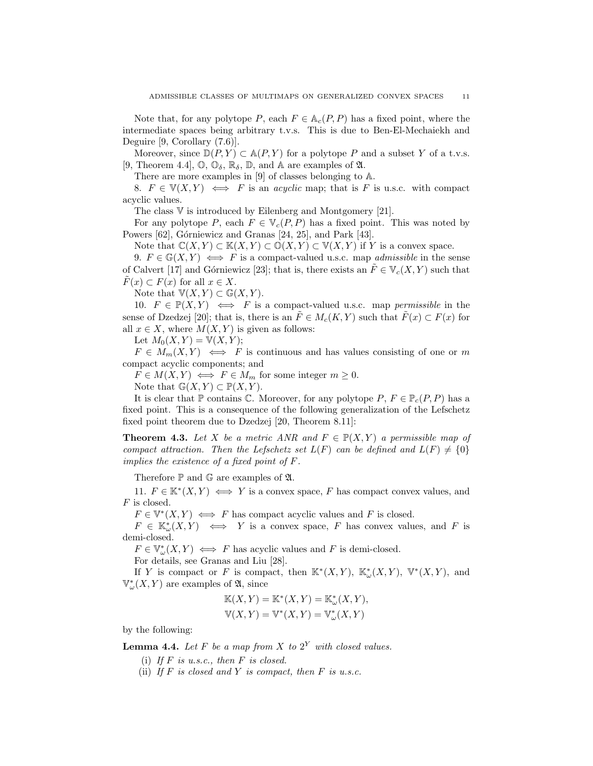Note that, for any polytope $P$, each $F \in \mathbb{A}_c(P, P)$ has a fixed point, where the intermediate spaces being arbitrary t.v.s. This is due to Ben-El-Mechaiekh and Deguire [9, Corollary (7.6)].

Moreover, since $\mathbb{D}(P, Y) \subset \mathbb{A}(P, Y)$ for a polytope $P$ and a subset $Y$ of a t.v.s. [9, Theorem 4.4], $\mathbb{O}$, $\mathbb{O}_\delta$, $\mathbb{R}_\delta$, $\mathbb{D}$, and $\mathbb{A}$ are examples of $\mathfrak{A}$.

There are more examples in [9] of classes belonging to $\mathbb{A}$.

8. $F \in \mathbb{V}(X, Y) \iff F$ is an *acyclic* map; that is $F$ is u.s.c. with compact acyclic values.

The class $\mathbb{V}$ is introduced by Eilenberg and Montgomery [21].

For any polytope $P$, each $F \in \mathbb{V}_c(P, P)$ has a fixed point. This was noted by Powers [62], Górniewicz and Granas [24, 25], and Park [43].

Note that $\mathbb{C}(X, Y) \subset \mathbb{K}(X, Y) \subset \mathbb{O}(X, Y) \subset \mathbb{V}(X, Y)$ if $Y$ is a convex space.

9. $F \in \mathbb{G}(X, Y) \iff F$ is a compact-valued u.s.c. map *admissible* in the sense of Calvert [17] and Górniewicz [23]; that is, there exists an $\tilde{F} \in \mathbb{V}_c(X, Y)$ such that $\tilde{F}(x) \subset F(x)$ for all $x \in X$.

Note that $\mathbb{V}(X, Y) \subset \mathbb{G}(X, Y)$.

10. $F \in \mathbb{P}(X, Y) \iff F$ is a compact-valued u.s.c. map *permissible* in the sense of Dzedzej [20]; that is, there is an $\tilde{F} \in M_c(K, Y)$ such that $\tilde{F}(x) \subset F(x)$ for all $x \in X$, where $M(X, Y)$ is given as follows:

Let $M_0(X, Y) = \mathbb{V}(X, Y)$;

$F \in M_m(X, Y) \iff F$ is continuous and has values consisting of one or $m$ compact acyclic components; and

$F \in M(X, Y) \iff F \in M_m$ for some integer $m \geq 0$.

Note that $\mathbb{G}(X, Y) \subset \mathbb{P}(X, Y)$.

It is clear that $\mathbb{P}$ contains $\mathbb{C}$. Moreover, for any polytope $P$, $F \in \mathbb{P}_c(P, P)$ has a fixed point. This is a consequence of the following generalization of the Lefschetz fixed point theorem due to Dzedzej [20, Theorem 8.11]:

**Theorem 4.3.** *Let $X$ be a metric ANR and $F \in \mathbb{P}(X, Y)$ a permissible map of compact attraction. Then the Lefschetz set $L(F)$ can be defined and $L(F) \neq \{0\}$ implies the existence of a fixed point of $F$.*

Therefore $\mathbb{P}$ and $\mathbb{G}$ are examples of $\mathfrak{A}$.

11. $F \in \mathbb{K}^*(X, Y) \iff Y$ is a convex space, $F$ has compact convex values, and $F$ is closed.

$F \in \mathbb{V}^*(X, Y) \iff F$ has compact acyclic values and $F$ is closed.

$F \in \mathbb{K}^*_\omega(X, Y) \iff Y$ is a convex space, $F$ has convex values, and $F$ is demi-closed.

$F \in \mathbb{V}^*_\omega(X, Y) \iff F$ has acyclic values and $F$ is demi-closed.

For details, see Granas and Liu [28].

If $Y$ is compact or $F$ is compact, then $\mathbb{K}^*(X, Y)$, $\mathbb{K}^*_\omega(X, Y)$, $\mathbb{V}^*(X, Y)$, and $\mathbb{V}^*_\omega(X, Y)$ are examples of $\mathfrak{A}$, since

$$\mathbb{K}(X, Y) = \mathbb{K}^*(X, Y) = \mathbb{K}^*_\omega(X, Y),$$
$$\mathbb{V}(X, Y) = \mathbb{V}^*(X, Y) = \mathbb{V}^*_\omega(X, Y)$$

by the following:

**Lemma 4.4.** *Let $F$ be a map from $X$ to $2^Y$ with closed values.*

(i) *If $F$ is u.s.c., then $F$ is closed.*

(ii) *If $F$ is closed and $Y$ is compact, then $F$ is u.s.c.*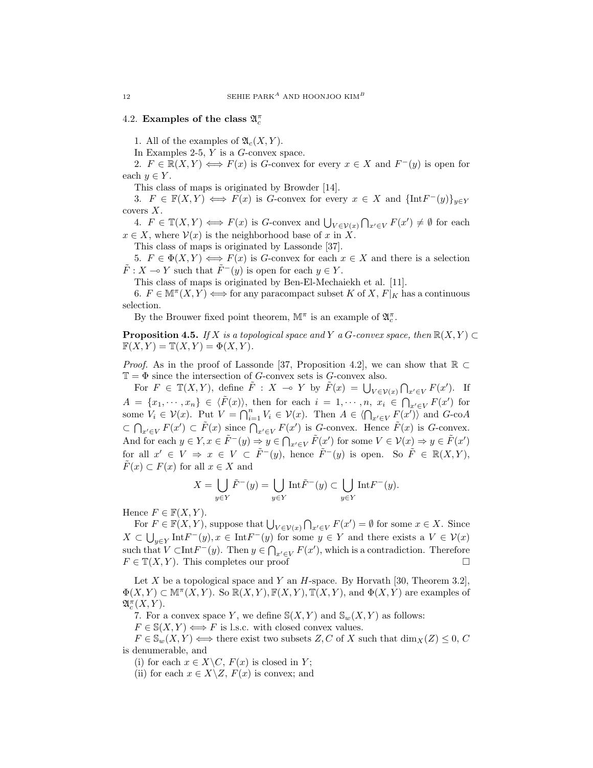### 4.2. Examples of the class $\mathfrak{A}_c^\pi$

1. All of the examples of $\mathfrak{A}_c(X,Y)$.

In Examples 2-5, $Y$ is a $G$-convex space.

2. $F \in \mathbb{R}(X,Y) \iff F(x)$ is $G$-convex for every $x \in X$ and $F^-(y)$ is open for each $y \in Y$.

This class of maps is originated by Browder [14].

3. $F \in \mathbb{F}(X,Y) \iff F(x)$ is $G$-convex for every $x \in X$ and $\{\mathrm{Int}F^-(y)\}_{y\in Y}$ covers $X$.

4. $F \in \mathbb{T}(X,Y) \iff F(x)$ is $G$-convex and $\bigcup_{V\in\mathcal{V}(x)}\bigcap_{x'\in V} F(x') \neq \emptyset$ for each $x \in X$, where $\mathcal{V}(x)$ is the neighborhood base of $x$ in $X$.

This class of maps is originated by Lassonde [37].

5. $F \in \Phi(X,Y) \iff F(x)$ is $G$-convex for each $x \in X$ and there is a selection $\tilde{F} : X \multimap Y$ such that $\tilde{F}^-(y)$ is open for each $y \in Y$.

This class of maps is originated by Ben-El-Mechaiekh et al. [11].

6. $F \in \mathbb{M}^\pi(X,Y) \iff$ for any paracompact subset $K$ of $X$, $F|_K$ has a continuous selection.

By the Brouwer fixed point theorem, $\mathbb{M}^\pi$ is an example of $\mathfrak{A}_c^\pi$.

**Proposition 4.5.** *If $X$ is a topological space and $Y$ a $G$-convex space, then $\mathbb{R}(X,Y) \subset \mathbb{F}(X,Y) = \mathbb{T}(X,Y) = \Phi(X,Y)$.*

*Proof.* As in the proof of Lassonde [37, Proposition 4.2], we can show that $\mathbb{R} \subset \mathbb{T} = \Phi$ since the intersection of $G$-convex sets is $G$-convex also.

For $F \in \mathbb{T}(X,Y)$, define $\tilde{F} : X \multimap Y$ by $\tilde{F}(x) = \bigcup_{V\in\mathcal{V}(x)}\bigcap_{x'\in V} F(x')$. If $A = \{x_1, \cdots, x_n\} \in \langle \tilde{F}(x)\rangle$, then for each $i = 1, \cdots, n$, $x_i \in \bigcap_{x'\in V} F(x')$ for some $V_i \in \mathcal{V}(x)$. Put $V = \bigcap_{i=1}^n V_i \in \mathcal{V}(x)$. Then $A \in \langle \bigcap_{x'\in V} F(x')\rangle$ and $G$-co$A$ $\subset \bigcap_{x'\in V} F(x') \subset \tilde{F}(x)$ since $\bigcap_{x'\in V} F(x')$ is $G$-convex. Hence $\tilde{F}(x)$ is $G$-convex. And for each $y \in Y, x \in \tilde{F}^-(y) \Rightarrow y \in \bigcap_{x'\in V} \tilde{F}(x')$ for some $V \in \mathcal{V}(x) \Rightarrow y \in \tilde{F}(x')$ for all $x' \in V \Rightarrow x \in V \subset \tilde{F}^-(y)$, hence $\tilde{F}^-(y)$ is open. So $\tilde{F} \in \mathbb{R}(X,Y)$, $\tilde{F}(x) \subset F(x)$ for all $x \in X$ and

$$X = \bigcup_{y\in Y} \tilde{F}^-(y) = \bigcup_{y\in Y} \mathrm{Int}\tilde{F}^-(y) \subset \bigcup_{y\in Y} \mathrm{Int}F^-(y).$$

Hence $F \in \mathbb{F}(X,Y)$.

For $F \in \mathbb{F}(X,Y)$, suppose that $\bigcup_{V\in\mathcal{V}(x)}\bigcap_{x'\in V} F(x') = \emptyset$ for some $x \in X$. Since $X \subset \bigcup_{y\in Y} \mathrm{Int}F^-(y), x \in \mathrm{Int}F^-(y)$ for some $y \in Y$ and there exists a $V \in \mathcal{V}(x)$ such that $V \subset \mathrm{Int}F^-(y)$. Then $y \in \bigcap_{x'\in V} F(x')$, which is a contradiction. Therefore $F \in \mathbb{T}(X,Y)$. This completes our proof □

Let $X$ be a topological space and $Y$ an $H$-space. By Horvath [30, Theorem 3.2], $\Phi(X,Y) \subset \mathbb{M}^\pi(X,Y)$. So $\mathbb{R}(X,Y), \mathbb{F}(X,Y), \mathbb{T}(X,Y)$, and $\Phi(X,Y)$ are examples of $\mathfrak{A}_c^\pi(X,Y)$.

7. For a convex space $Y$, we define $\mathbb{S}(X,Y)$ and $\mathbb{S}_w(X,Y)$ as follows:

$F \in \mathbb{S}(X,Y) \iff F$ is l.s.c. with closed convex values.

$F \in \mathbb{S}_w(X,Y) \iff$ there exist two subsets $Z, C$ of $X$ such that $\dim_X(Z) \leq 0$, $C$ is denumerable, and

(i) for each $x \in X\backslash C$, $F(x)$ is closed in $Y$;

(ii) for each $x \in X\backslash Z$, $F(x)$ is convex; and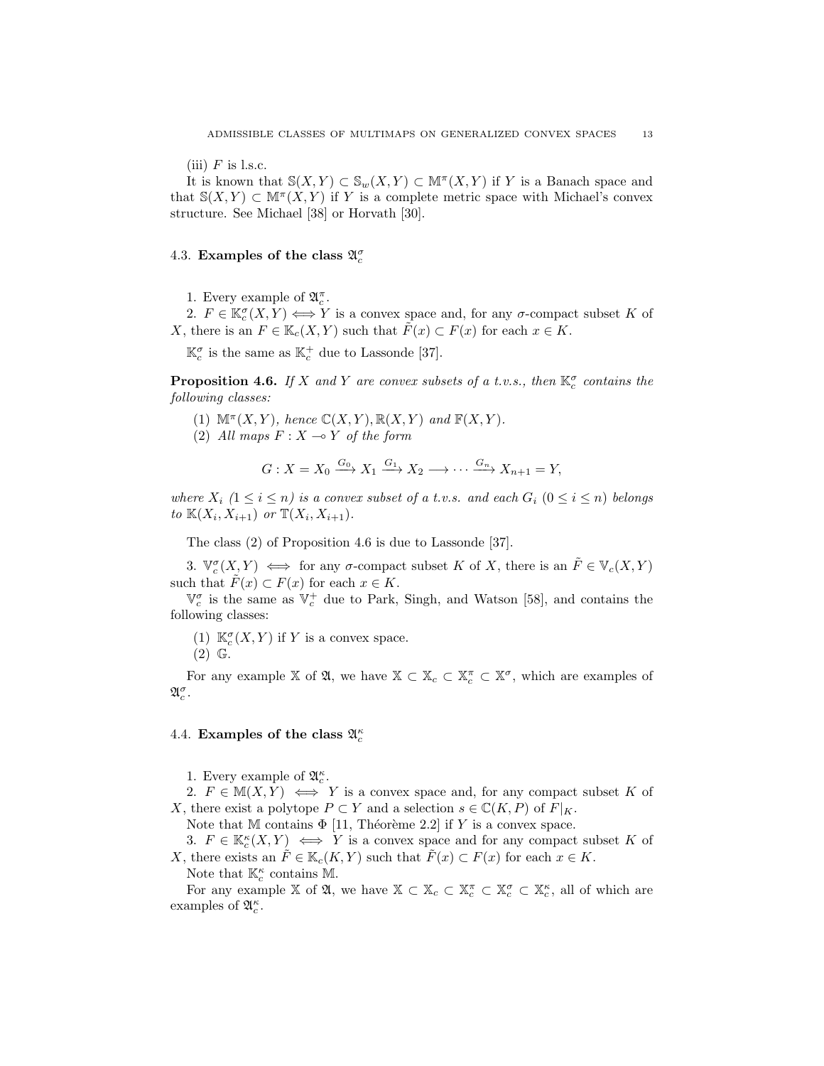(iii) $F$ is l.s.c.

It is known that $\mathbb{S}(X,Y) \subset \mathbb{S}_w(X,Y) \subset \mathbb{M}^\pi(X,Y)$ if $Y$ is a Banach space and that $\mathbb{S}(X,Y) \subset \mathbb{M}^\pi(X,Y)$ if $Y$ is a complete metric space with Michael's convex structure. See Michael [38] or Horvath [30].

### 4.3. Examples of the class $\mathfrak{A}_c^\sigma$

1. Every example of $\mathfrak{A}_c^\pi$.

2. $F \in \mathbb{K}_c^\sigma(X,Y) \Longleftrightarrow Y$ is a convex space and, for any $\sigma$-compact subset $K$ of $X$, there is an $F \in \mathbb{K}_c(X,Y)$ such that $\tilde{F}(x) \subset F(x)$ for each $x \in K$.

$\mathbb{K}_c^\sigma$ is the same as $\mathbb{K}_c^+$ due to Lassonde [37].

**Proposition 4.6.** *If $X$ and $Y$ are convex subsets of a t.v.s., then $\mathbb{K}_c^\sigma$ contains the following classes:*

(1) *$\mathbb{M}^\pi(X,Y)$, hence $\mathbb{C}(X,Y), \mathbb{R}(X,Y)$ and $\mathbb{F}(X,Y)$.*

(2) *All maps $F : X \multimap Y$ of the form*

$$G : X = X_0 \xrightarrow{G_0} X_1 \xrightarrow{G_1} X_2 \longrightarrow \cdots \xrightarrow{G_n} X_{n+1} = Y,$$

*where $X_i$ $(1 \leq i \leq n)$ is a convex subset of a t.v.s. and each $G_i$ $(0 \leq i \leq n)$ belongs to $\mathbb{K}(X_i, X_{i+1})$ or $\mathbb{T}(X_i, X_{i+1})$.*

The class (2) of Proposition 4.6 is due to Lassonde [37].

3. $\mathbb{V}_c^\sigma(X,Y) \iff$ for any $\sigma$-compact subset $K$ of $X$, there is an $\tilde{F} \in \mathbb{V}_c(X,Y)$ such that $\tilde{F}(x) \subset F(x)$ for each $x \in K$.

$\mathbb{V}_c^\sigma$ is the same as $\mathbb{V}_c^+$ due to Park, Singh, and Watson [58], and contains the following classes:

(1) $\mathbb{K}_c^\sigma(X,Y)$ if $Y$ is a convex space.

(2) $\mathbb{G}$.

For any example $\mathbb{X}$ of $\mathfrak{A}$, we have $\mathbb{X} \subset \mathbb{X}_c \subset \mathbb{X}_c^\pi \subset \mathbb{X}^\sigma$, which are examples of $\mathfrak{A}_c^\sigma$.

### 4.4. Examples of the class $\mathfrak{A}_c^\kappa$

1. Every example of $\mathfrak{A}_c^\kappa$.

2. $F \in \mathbb{M}(X,Y) \iff Y$ is a convex space and, for any compact subset $K$ of $X$, there exist a polytope $P \subset Y$ and a selection $s \in \mathbb{C}(K,P)$ of $F|_K$.

Note that $\mathbb{M}$ contains $\Phi$ [11, Théorème 2.2] if $Y$ is a convex space.

3. $F \in \mathbb{K}_c^\kappa(X,Y) \iff Y$ is a convex space and for any compact subset $K$ of $X$, there exists an $\tilde{F} \in \mathbb{K}_c(K,Y)$ such that $\tilde{F}(x) \subset F(x)$ for each $x \in K$.

Note that $\mathbb{K}_c^\kappa$ contains $\mathbb{M}$.

For any example $\mathbb{X}$ of $\mathfrak{A}$, we have $\mathbb{X} \subset \mathbb{X}_c \subset \mathbb{X}_c^\pi \subset \mathbb{X}_c^\sigma \subset \mathbb{X}_c^\kappa$, all of which are examples of $\mathfrak{A}_c^\kappa$.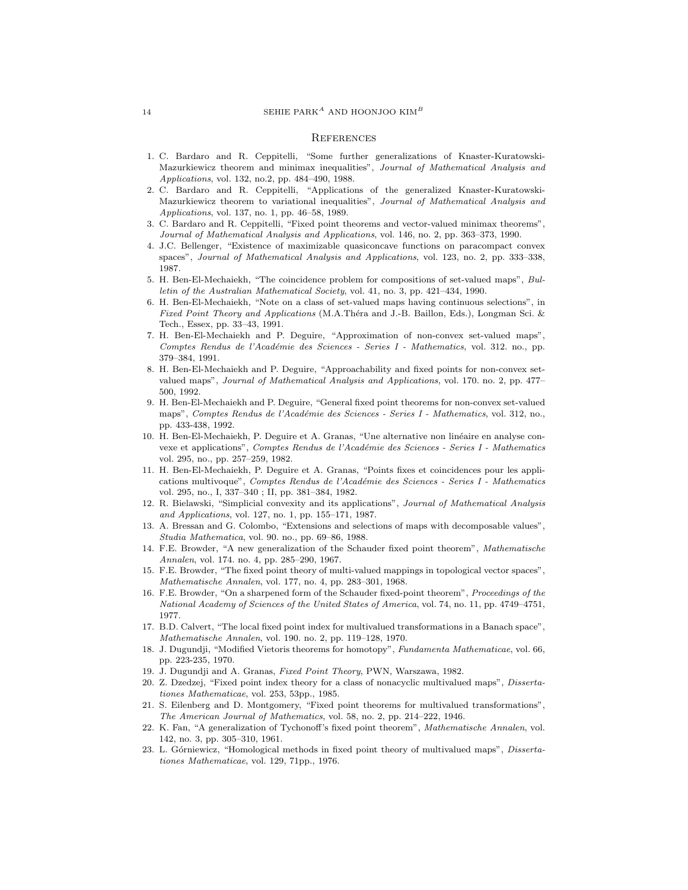## References

1. C. Bardaro and R. Ceppitelli, "Some further generalizations of Knaster-Kuratowski-Mazurkiewicz theorem and minimax inequalities", *Journal of Mathematical Analysis and Applications*, vol. 132, no.2, pp. 484–490, 1988.
2. C. Bardaro and R. Ceppitelli, "Applications of the generalized Knaster-Kuratowski-Mazurkiewicz theorem to variational inequalities", *Journal of Mathematical Analysis and Applications*, vol. 137, no. 1, pp. 46–58, 1989.
3. C. Bardaro and R. Ceppitelli, "Fixed point theorems and vector-valued minimax theorems", *Journal of Mathematical Analysis and Applications*, vol. 146, no. 2, pp. 363–373, 1990.
4. J.C. Bellenger, "Existence of maximizable quasiconcave functions on paracompact convex spaces", *Journal of Mathematical Analysis and Applications*, vol. 123, no. 2, pp. 333–338, 1987.
5. H. Ben-El-Mechaiekh, "The coincidence problem for compositions of set-valued maps", *Bulletin of the Australian Mathematical Society*, vol. 41, no. 3, pp. 421–434, 1990.
6. H. Ben-El-Mechaiekh, "Note on a class of set-valued maps having continuous selections", in *Fixed Point Theory and Applications* (M.A.Théra and J.-B. Baillon, Eds.), Longman Sci. & Tech., Essex, pp. 33–43, 1991.
7. H. Ben-El-Mechaiekh and P. Deguire, "Approximation of non-convex set-valued maps", *Comptes Rendus de l'Académie des Sciences - Series I - Mathematics*, vol. 312. no., pp. 379–384, 1991.
8. H. Ben-El-Mechaiekh and P. Deguire, "Approachability and fixed points for non-convex set-valued maps", *Journal of Mathematical Analysis and Applications*, vol. 170. no. 2, pp. 477–500, 1992.
9. H. Ben-El-Mechaiekh and P. Deguire, "General fixed point theorems for non-convex set-valued maps", *Comptes Rendus de l'Académie des Sciences - Series I - Mathematics*, vol. 312, no., pp. 433-438, 1992.
10. H. Ben-El-Mechaiekh, P. Deguire et A. Granas, "Une alternative non linéaire en analyse convexe et applications", *Comptes Rendus de l'Académie des Sciences - Series I - Mathematics* vol. 295, no., pp. 257–259, 1982.
11. H. Ben-El-Mechaiekh, P. Deguire et A. Granas, "Points fixes et coincidences pour les applications multivoque", *Comptes Rendus de l'Académie des Sciences - Series I - Mathematics* vol. 295, no., I, 337–340 ; II, pp. 381–384, 1982.
12. R. Bielawski, "Simplicial convexity and its applications", *Journal of Mathematical Analysis and Applications*, vol. 127, no. 1, pp. 155–171, 1987.
13. A. Bressan and G. Colombo, "Extensions and selections of maps with decomposable values", *Studia Mathematica*, vol. 90. no., pp. 69–86, 1988.
14. F.E. Browder, "A new generalization of the Schauder fixed point theorem", *Mathematische Annalen*, vol. 174. no. 4, pp. 285–290, 1967.
15. F.E. Browder, "The fixed point theory of multi-valued mappings in topological vector spaces", *Mathematische Annalen*, vol. 177, no. 4, pp. 283–301, 1968.
16. F.E. Browder, "On a sharpened form of the Schauder fixed-point theorem", *Proceedings of the National Academy of Sciences of the United States of America*, vol. 74, no. 11, pp. 4749–4751, 1977.
17. B.D. Calvert, "The local fixed point index for multivalued transformations in a Banach space", *Mathematische Annalen*, vol. 190. no. 2, pp. 119–128, 1970.
18. J. Dugundji, "Modified Vietoris theorems for homotopy", *Fundamenta Mathematicae*, vol. 66, pp. 223-235, 1970.
19. J. Dugundji and A. Granas, *Fixed Point Theory*, PWN, Warszawa, 1982.
20. Z. Dzedzej, "Fixed point index theory for a class of nonacyclic multivalued maps", *Dissertationes Mathematicae*, vol. 253, 53pp., 1985.
21. S. Eilenberg and D. Montgomery, "Fixed point theorems for multivalued transformations", *The American Journal of Mathematics*, vol. 58, no. 2, pp. 214–222, 1946.
22. K. Fan, "A generalization of Tychonoff's fixed point theorem", *Mathematische Annalen*, vol. 142, no. 3, pp. 305–310, 1961.
23. L. Górniewicz, "Homological methods in fixed point theory of multivalued maps", *Dissertationes Mathematicae*, vol. 129, 71pp., 1976.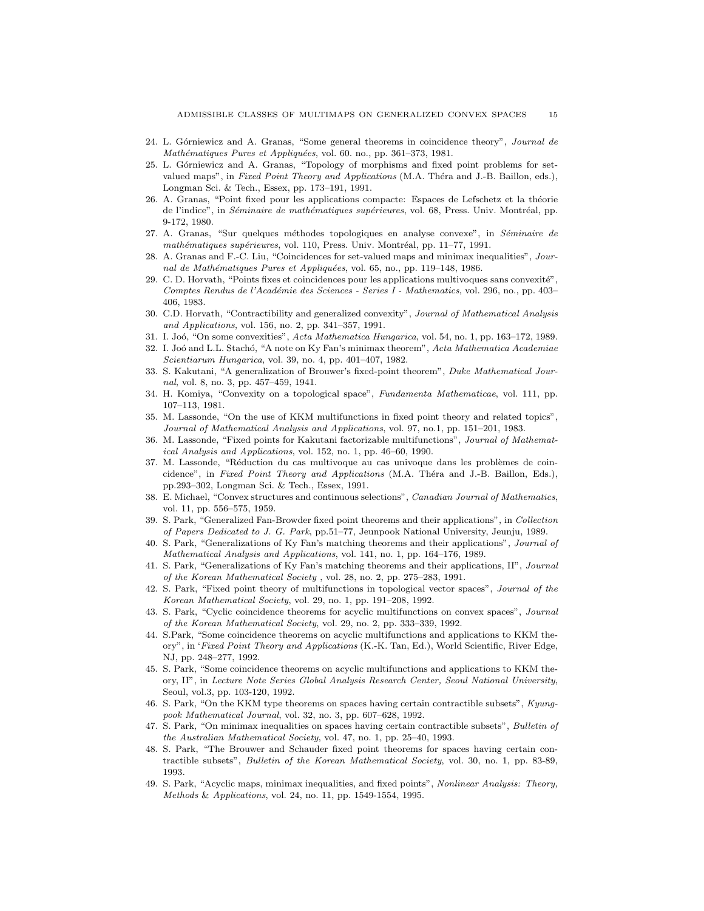24. L. Górniewicz and A. Granas, "Some general theorems in coincidence theory", *Journal de Mathématiques Pures et Appliquées*, vol. 60. no., pp. 361–373, 1981.
25. L. Górniewicz and A. Granas, "Topology of morphisms and fixed point problems for set-valued maps", in *Fixed Point Theory and Applications* (M.A. Théra and J.-B. Baillon, eds.), Longman Sci. & Tech., Essex, pp. 173–191, 1991.
26. A. Granas, "Point fixed pour les applications compacte: Espaces de Lefschetz et la théorie de l'indice", in *Séminaire de mathématiques supérieures*, vol. 68, Press. Univ. Montréal, pp. 9-172, 1980.
27. A. Granas, "Sur quelques méthodes topologiques en analyse convexe", in *Séminaire de mathématiques supérieures*, vol. 110, Press. Univ. Montréal, pp. 11–77, 1991.
28. A. Granas and F.-C. Liu, "Coincidences for set-valued maps and minimax inequalities", *Journal de Mathématiques Pures et Appliquées*, vol. 65, no., pp. 119–148, 1986.
29. C. D. Horvath, "Points fixes et coincidences pour les applications multivoques sans convexité", *Comptes Rendus de l'Académie des Sciences - Series I - Mathematics*, vol. 296, no., pp. 403–406, 1983.
30. C.D. Horvath, "Contractibility and generalized convexity", *Journal of Mathematical Analysis and Applications*, vol. 156, no. 2, pp. 341–357, 1991.
31. I. Joó, "On some convexities", *Acta Mathematica Hungarica*, vol. 54, no. 1, pp. 163–172, 1989.
32. I. Joó and L.L. Stachó, "A note on Ky Fan's minimax theorem", *Acta Mathematica Academiae Scientiarum Hungarica*, vol. 39, no. 4, pp. 401–407, 1982.
33. S. Kakutani, "A generalization of Brouwer's fixed-point theorem", *Duke Mathematical Journal*, vol. 8, no. 3, pp. 457–459, 1941.
34. H. Komiya, "Convexity on a topological space", *Fundamenta Mathematicae*, vol. 111, pp. 107–113, 1981.
35. M. Lassonde, "On the use of KKM multifunctions in fixed point theory and related topics", *Journal of Mathematical Analysis and Applications*, vol. 97, no.1, pp. 151–201, 1983.
36. M. Lassonde, "Fixed points for Kakutani factorizable multifunctions", *Journal of Mathematical Analysis and Applications*, vol. 152, no. 1, pp. 46–60, 1990.
37. M. Lassonde, "Réduction du cas multivoque au cas univoque dans les problèmes de coincidence", in *Fixed Point Theory and Applications* (M.A. Théra and J.-B. Baillon, Eds.), pp.293–302, Longman Sci. & Tech., Essex, 1991.
38. E. Michael, "Convex structures and continuous selections", *Canadian Journal of Mathematics*, vol. 11, pp. 556–575, 1959.
39. S. Park, "Generalized Fan-Browder fixed point theorems and their applications", in *Collection of Papers Dedicated to J. G. Park*, pp.51–77, Jeunpook National University, Jeunju, 1989.
40. S. Park, "Generalizations of Ky Fan's matching theorems and their applications", *Journal of Mathematical Analysis and Applications*, vol. 141, no. 1, pp. 164–176, 1989.
41. S. Park, "Generalizations of Ky Fan's matching theorems and their applications, II", *Journal of the Korean Mathematical Society* , vol. 28, no. 2, pp. 275–283, 1991.
42. S. Park, "Fixed point theory of multifunctions in topological vector spaces", *Journal of the Korean Mathematical Society*, vol. 29, no. 1, pp. 191–208, 1992.
43. S. Park, "Cyclic coincidence theorems for acyclic multifunctions on convex spaces", *Journal of the Korean Mathematical Society*, vol. 29, no. 2, pp. 333–339, 1992.
44. S.Park, "Some coincidence theorems on acyclic multifunctions and applications to KKM theory", in '*Fixed Point Theory and Applications* (K.-K. Tan, Ed.), World Scientific, River Edge, NJ, pp. 248–277, 1992.
45. S. Park, "Some coincidence theorems on acyclic multifunctions and applications to KKM theory, II", in *Lecture Note Series Global Analysis Research Center, Seoul National University*, Seoul, vol.3, pp. 103-120, 1992.
46. S. Park, "On the KKM type theorems on spaces having certain contractible subsets", *Kyungpook Mathematical Journal*, vol. 32, no. 3, pp. 607–628, 1992.
47. S. Park, "On minimax inequalities on spaces having certain contractible subsets", *Bulletin of the Australian Mathematical Society*, vol. 47, no. 1, pp. 25–40, 1993.
48. S. Park, "The Brouwer and Schauder fixed point theorems for spaces having certain contractible subsets", *Bulletin of the Korean Mathematical Society*, vol. 30, no. 1, pp. 83-89, 1993.
49. S. Park, "Acyclic maps, minimax inequalities, and fixed points", *Nonlinear Analysis: Theory, Methods & Applications*, vol. 24, no. 11, pp. 1549-1554, 1995.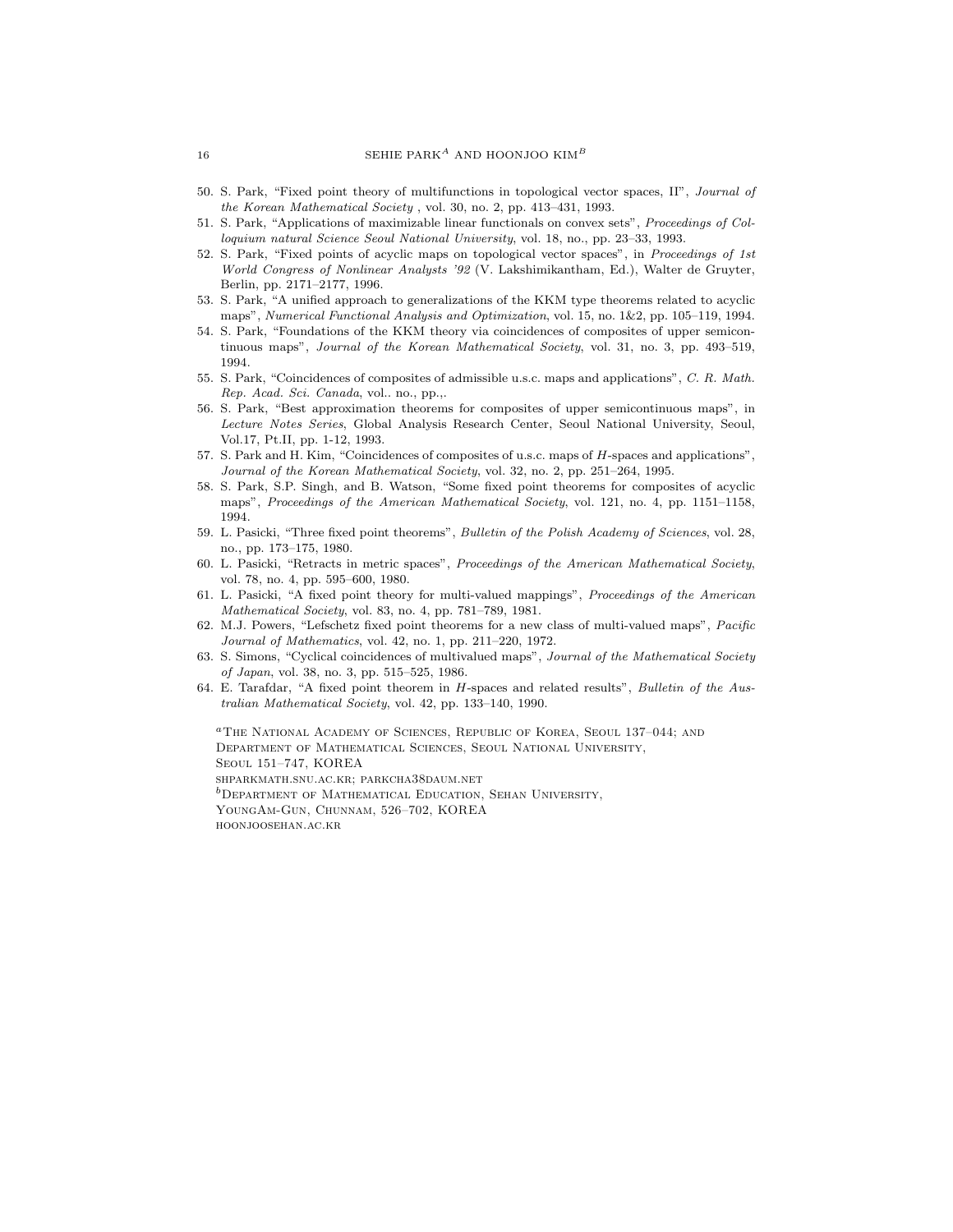50. S. Park, "Fixed point theory of multifunctions in topological vector spaces, II", *Journal of the Korean Mathematical Society* , vol. 30, no. 2, pp. 413–431, 1993.
51. S. Park, "Applications of maximizable linear functionals on convex sets", *Proceedings of Colloquium natural Science Seoul National University*, vol. 18, no., pp. 23–33, 1993.
52. S. Park, "Fixed points of acyclic maps on topological vector spaces", in *Proceedings of 1st World Congress of Nonlinear Analysts '92* (V. Lakshimikantham, Ed.), Walter de Gruyter, Berlin, pp. 2171–2177, 1996.
53. S. Park, "A unified approach to generalizations of the KKM type theorems related to acyclic maps", *Numerical Functional Analysis and Optimization*, vol. 15, no. 1&2, pp. 105–119, 1994.
54. S. Park, "Foundations of the KKM theory via coincidences of composites of upper semicontinuous maps", *Journal of the Korean Mathematical Society*, vol. 31, no. 3, pp. 493–519, 1994.
55. S. Park, "Coincidences of composites of admissible u.s.c. maps and applications", *C. R. Math. Rep. Acad. Sci. Canada*, vol.. no., pp.,.
56. S. Park, "Best approximation theorems for composites of upper semicontinuous maps", in *Lecture Notes Series*, Global Analysis Research Center, Seoul National University, Seoul, Vol.17, Pt.II, pp. 1-12, 1993.
57. S. Park and H. Kim, "Coincidences of composites of u.s.c. maps of $H$-spaces and applications", *Journal of the Korean Mathematical Society*, vol. 32, no. 2, pp. 251–264, 1995.
58. S. Park, S.P. Singh, and B. Watson, "Some fixed point theorems for composites of acyclic maps", *Proceedings of the American Mathematical Society*, vol. 121, no. 4, pp. 1151–1158, 1994.
59. L. Pasicki, "Three fixed point theorems", *Bulletin of the Polish Academy of Sciences*, vol. 28, no., pp. 173–175, 1980.
60. L. Pasicki, "Retracts in metric spaces", *Proceedings of the American Mathematical Society*, vol. 78, no. 4, pp. 595–600, 1980.
61. L. Pasicki, "A fixed point theory for multi-valued mappings", *Proceedings of the American Mathematical Society*, vol. 83, no. 4, pp. 781–789, 1981.
62. M.J. Powers, "Lefschetz fixed point theorems for a new class of multi-valued maps", *Pacific Journal of Mathematics*, vol. 42, no. 1, pp. 211–220, 1972.
63. S. Simons, "Cyclical coincidences of multivalued maps", *Journal of the Mathematical Society of Japan*, vol. 38, no. 3, pp. 515–525, 1986.
64. E. Tarafdar, "A fixed point theorem in $H$-spaces and related results", *Bulletin of the Australian Mathematical Society*, vol. 42, pp. 133–140, 1990.

[a]The National Academy of Sciences, Republic of Korea, Seoul 137–044; and Department of Mathematical Sciences, Seoul National University, Seoul 151–747, KOREA

shparkmath.snu.ac.kr; parkcha38daum.net

[b]Department of Mathematical Education, Sehan University, YoungAm-Gun, Chunnam, 526–702, KOREA

hoonjoosehan.ac.kr